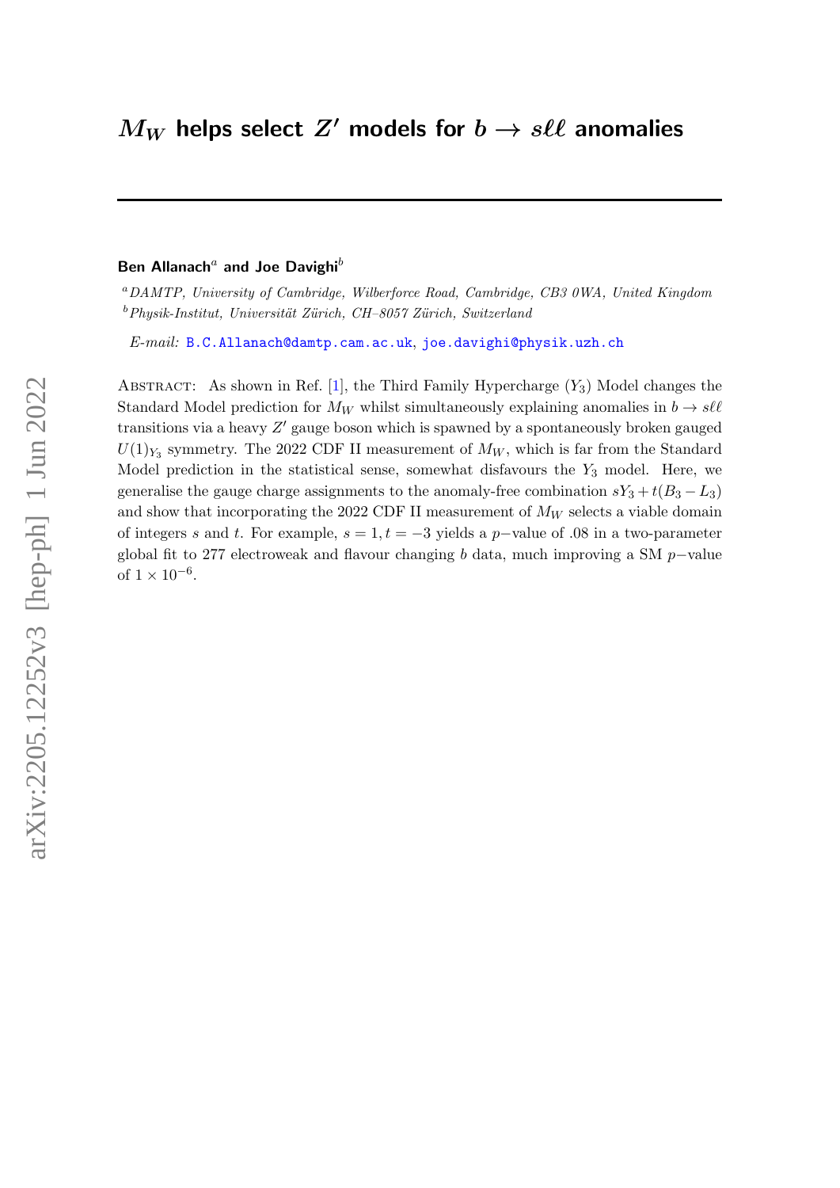# $M_W$ helps select $Z'$ models for $b \to s\ell\ell$ anomalies

**Ben Allanach**[a] **and Joe Davighi**[b]

[a] *DAMTP, University of Cambridge, Wilberforce Road, Cambridge, CB3 0WA, United Kingdom*
[b] *Physik-Institut, Universität Zürich, CH–8057 Zürich, Switzerland*

*E-mail:* B.C.Allanach@damtp.cam.ac.uk, joe.davighi@physik.uzh.ch

Abstract: As shown in Ref. [1], the Third Family Hypercharge ($Y_3$) Model changes the Standard Model prediction for $M_W$ whilst simultaneously explaining anomalies in $b \to s\ell\ell$ transitions via a heavy $Z'$ gauge boson which is spawned by a spontaneously broken gauged $U(1)_{Y_3}$ symmetry. The 2022 CDF II measurement of $M_W$, which is far from the Standard Model prediction in the statistical sense, somewhat disfavours the $Y_3$ model. Here, we generalise the gauge charge assignments to the anomaly-free combination $sY_3 + t(B_3 - L_3)$ and show that incorporating the 2022 CDF II measurement of $M_W$ selects a viable domain of integers $s$ and $t$. For example, $s = 1, t = -3$ yields a $p-$value of .08 in a two-parameter global fit to 277 electroweak and flavour changing $b$ data, much improving a SM $p-$value of $1 \times 10^{-6}$.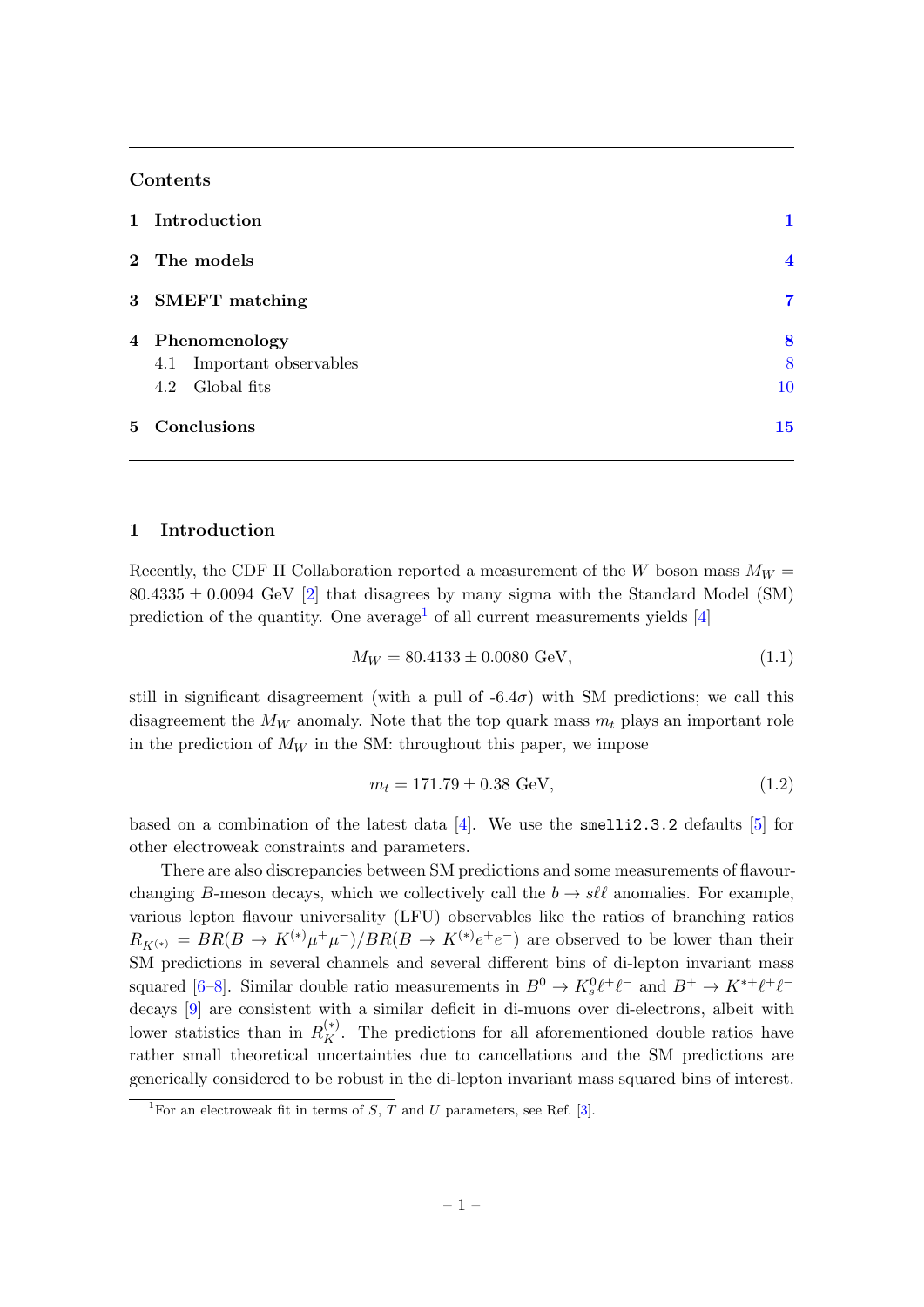## Contents

| | | |
|---|---|---|
| **1** | **Introduction** | **1** |
| **2** | **The models** | **4** |
| **3** | **SMEFT matching** | **7** |
| **4** | **Phenomenology** | **8** |
| | 4.1 Important observables | 8 |
| | 4.2 Global fits | 10 |
| **5** | **Conclusions** | **15** |

# 1 Introduction

Recently, the CDF II Collaboration reported a measurement of the $W$ boson mass $M_W = 80.4335 \pm 0.0094$ GeV [2] that disagrees by many sigma with the Standard Model (SM) prediction of the quantity. One average[1] of all current measurements yields [4]

$$M_W = 80.4133 \pm 0.0080 \text{ GeV}, \tag{1.1}$$

still in significant disagreement (with a pull of -6.4$\sigma$) with SM predictions; we call this disagreement the $M_W$ anomaly. Note that the top quark mass $m_t$ plays an important role in the prediction of $M_W$ in the SM: throughout this paper, we impose

$$m_t = 171.79 \pm 0.38 \text{ GeV}, \tag{1.2}$$

based on a combination of the latest data [4]. We use the `smelli2.3.2` defaults [5] for other electroweak constraints and parameters.

There are also discrepancies between SM predictions and some measurements of flavour-changing $B$-meson decays, which we collectively call the $b \to s\ell\ell$ anomalies. For example, various lepton flavour universality (LFU) observables like the ratios of branching ratios $R_{K^{(*)}} = BR(B \to K^{(*)}\mu^+\mu^-)/BR(B \to K^{(*)}e^+e^-)$ are observed to be lower than their SM predictions in several channels and several different bins of di-lepton invariant mass squared [6–8]. Similar double ratio measurements in $B^0 \to K_s^0\ell^+\ell^-$ and $B^+ \to K^{*+}\ell^+\ell^-$ decays [9] are consistent with a similar deficit in di-muons over di-electrons, albeit with lower statistics than in $R_K^{(*)}$. The predictions for all aforementioned double ratios have rather small theoretical uncertainties due to cancellations and the SM predictions are generically considered to be robust in the di-lepton invariant mass squared bins of interest.

[1] For an electroweak fit in terms of $S$, $T$ and $U$ parameters, see Ref. [3].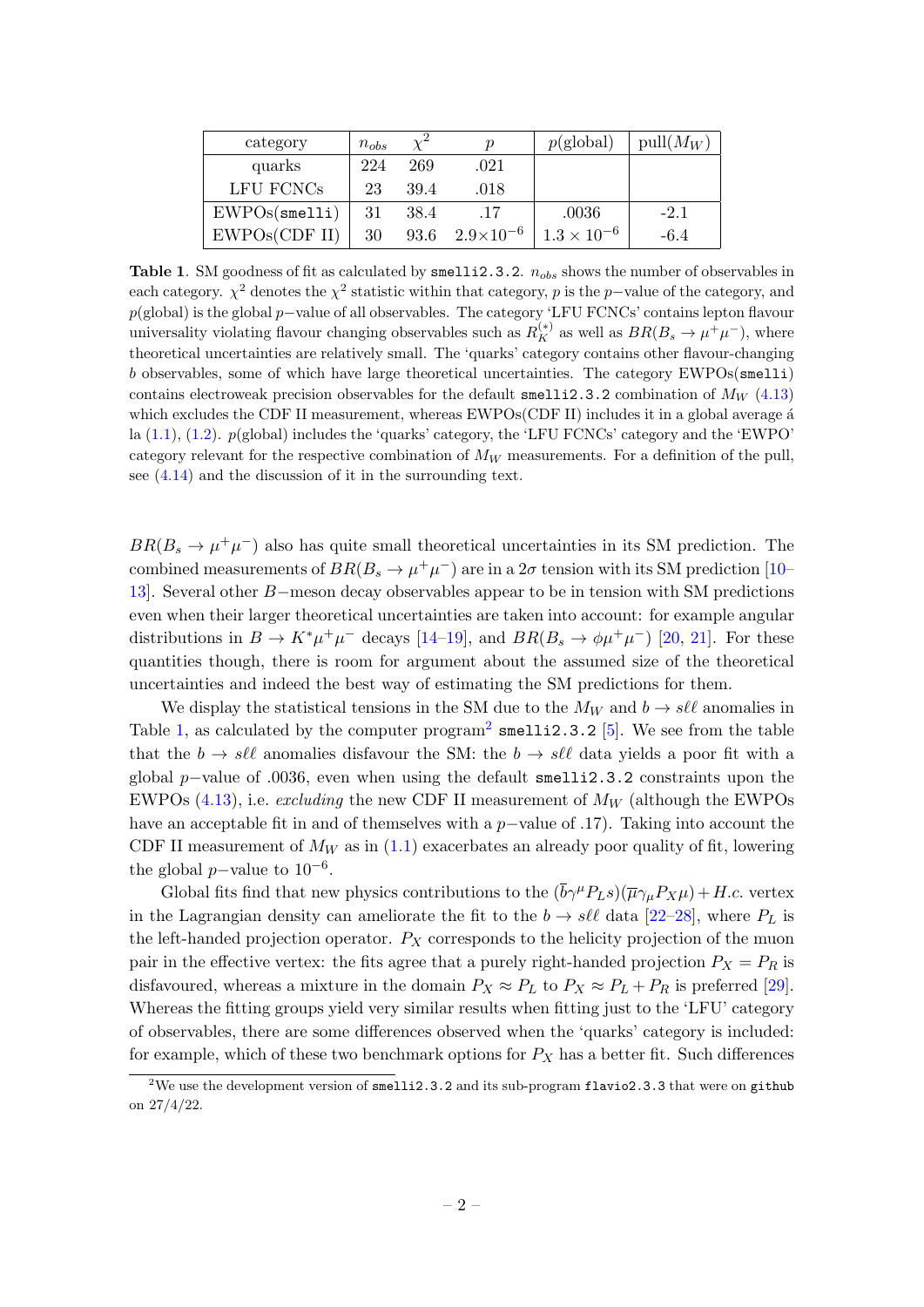| category | $n_{obs}$ | $\chi^2$ | $p$ | $p$(global) | pull($M_W$) |
|---|---|---|---|---|---|
| quarks | 224 | 269 | .021 | | |
| LFU FCNCs | 23 | 39.4 | .018 | | |
| EWPOs(`smelli`) | 31 | 38.4 | .17 | .0036 | -2.1 |
| EWPOs(CDF II) | 30 | 93.6 | $2.9\times10^{-6}$ | $1.3\times10^{-6}$ | -6.4 |

**Table 1**. SM goodness of fit as calculated by `smelli2.3.2`. $n_{obs}$ shows the number of observables in each category. $\chi^2$ denotes the $\chi^2$ statistic within that category, $p$ is the $p-$value of the category, and $p$(global) is the global $p-$value of all observables. The category 'LFU FCNCs' contains lepton flavour universality violating flavour changing observables such as $R_K^{(*)}$ as well as $BR(B_s \to \mu^+\mu^-)$, where theoretical uncertainties are relatively small. The 'quarks' category contains other flavour-changing $b$ observables, some of which have large theoretical uncertainties. The category EWPOs(`smelli`) contains electroweak precision observables for the default `smelli2.3.2` combination of $M_W$ (4.13) which excludes the CDF II measurement, whereas EWPOs(CDF II) includes it in a global average á la (1.1), (1.2). $p$(global) includes the 'quarks' category, the 'LFU FCNCs' category and the 'EWPO' category relevant for the respective combination of $M_W$ measurements. For a definition of the pull, see (4.14) and the discussion of it in the surrounding text.

$BR(B_s \to \mu^+\mu^-)$ also has quite small theoretical uncertainties in its SM prediction. The combined measurements of $BR(B_s \to \mu^+\mu^-)$ are in a $2\sigma$ tension with its SM prediction [10–13]. Several other $B-$meson decay observables appear to be in tension with SM predictions even when their larger theoretical uncertainties are taken into account: for example angular distributions in $B \to K^*\mu^+\mu^-$ decays [14–19], and $BR(B_s \to \phi\mu^+\mu^-)$ [20, 21]. For these quantities though, there is room for argument about the assumed size of the theoretical uncertainties and indeed the best way of estimating the SM predictions for them.

We display the statistical tensions in the SM due to the $M_W$ and $b \to s\ell\ell$ anomalies in Table 1, as calculated by the computer program[2] `smelli2.3.2` [5]. We see from the table that the $b \to s\ell\ell$ anomalies disfavour the SM: the $b \to s\ell\ell$ data yields a poor fit with a global $p-$value of .0036, even when using the default `smelli2.3.2` constraints upon the EWPOs (4.13), i.e. *excluding* the new CDF II measurement of $M_W$ (although the EWPOs have an acceptable fit in and of themselves with a $p-$value of .17). Taking into account the CDF II measurement of $M_W$ as in (1.1) exacerbates an already poor quality of fit, lowering the global $p-$value to $10^{-6}$.

Global fits find that new physics contributions to the $(\bar{b}\gamma^\mu P_L s)(\overline{\mu}\gamma_\mu P_X \mu) + H.c.$ vertex in the Lagrangian density can ameliorate the fit to the $b \to s\ell\ell$ data [22–28], where $P_L$ is the left-handed projection operator. $P_X$ corresponds to the helicity projection of the muon pair in the effective vertex: the fits agree that a purely right-handed projection $P_X = P_R$ is disfavoured, whereas a mixture in the domain $P_X \approx P_L$ to $P_X \approx P_L + P_R$ is preferred [29]. Whereas the fitting groups yield very similar results when fitting just to the 'LFU' category of observables, there are some differences observed when the 'quarks' category is included: for example, which of these two benchmark options for $P_X$ has a better fit. Such differences

[2] We use the development version of `smelli2.3.2` and its sub-program `flavio2.3.3` that were on `github` on 27/4/22.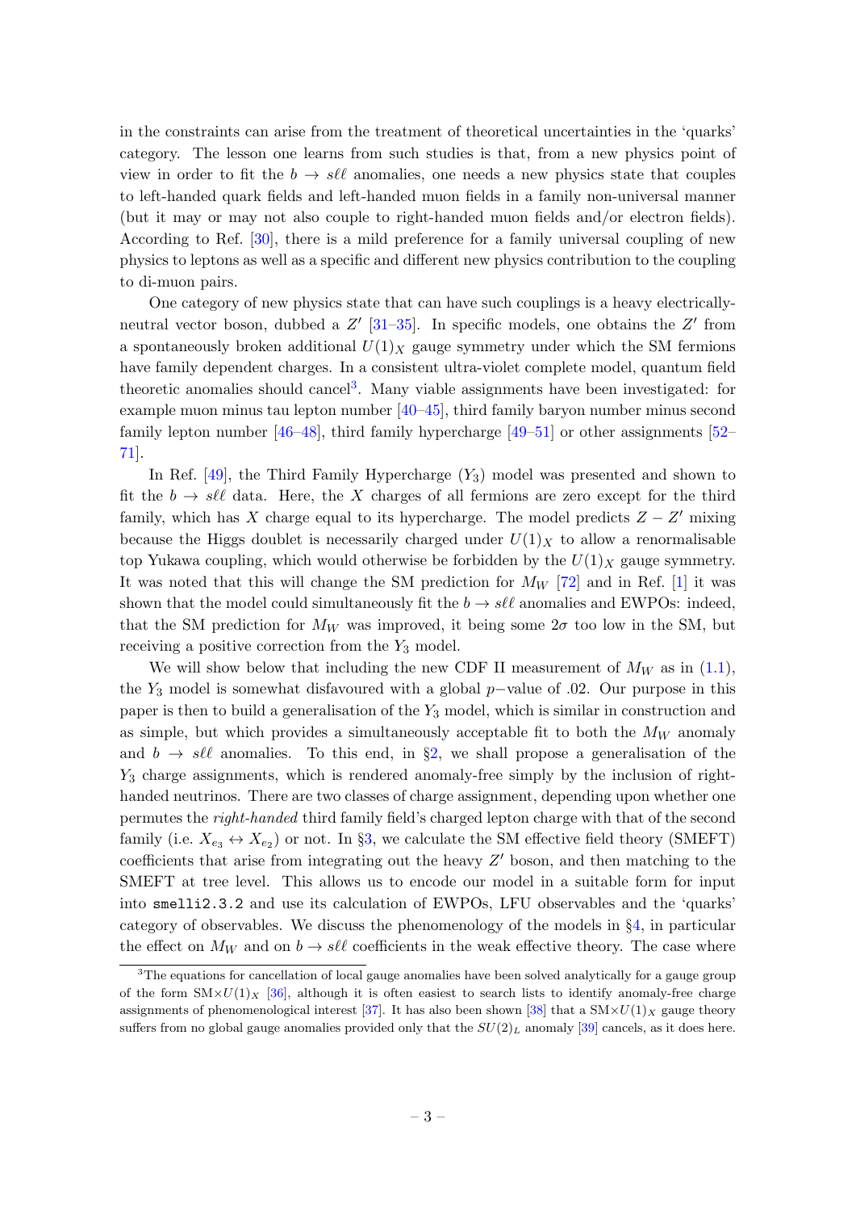in the constraints can arise from the treatment of theoretical uncertainties in the 'quarks' category. The lesson one learns from such studies is that, from a new physics point of view in order to fit the $b \to s\ell\ell$ anomalies, one needs a new physics state that couples to left-handed quark fields and left-handed muon fields in a family non-universal manner (but it may or may not also couple to right-handed muon fields and/or electron fields). According to Ref. [30], there is a mild preference for a family universal coupling of new physics to leptons as well as a specific and different new physics contribution to the coupling to di-muon pairs.

One category of new physics state that can have such couplings is a heavy electrically-neutral vector boson, dubbed a $Z'$ [31–35]. In specific models, one obtains the $Z'$ from a spontaneously broken additional $U(1)_X$ gauge symmetry under which the SM fermions have family dependent charges. In a consistent ultra-violet complete model, quantum field theoretic anomalies should cancel[3]. Many viable assignments have been investigated: for example muon minus tau lepton number [40–45], third family baryon number minus second family lepton number [46–48], third family hypercharge [49–51] or other assignments [52–71].

In Ref. [49], the Third Family Hypercharge ($Y_3$) model was presented and shown to fit the $b \to s\ell\ell$ data. Here, the $X$ charges of all fermions are zero except for the third family, which has $X$ charge equal to its hypercharge. The model predicts $Z - Z'$ mixing because the Higgs doublet is necessarily charged under $U(1)_X$ to allow a renormalisable top Yukawa coupling, which would otherwise be forbidden by the $U(1)_X$ gauge symmetry. It was noted that this will change the SM prediction for $M_W$ [72] and in Ref. [1] it was shown that the model could simultaneously fit the $b \to s\ell\ell$ anomalies and EWPOs: indeed, that the SM prediction for $M_W$ was improved, it being some $2\sigma$ too low in the SM, but receiving a positive correction from the $Y_3$ model.

We will show below that including the new CDF II measurement of $M_W$ as in (1.1), the $Y_3$ model is somewhat disfavoured with a global $p-$value of .02. Our purpose in this paper is then to build a generalisation of the $Y_3$ model, which is similar in construction and as simple, but which provides a simultaneously acceptable fit to both the $M_W$ anomaly and $b \to s\ell\ell$ anomalies. To this end, in §2, we shall propose a generalisation of the $Y_3$ charge assignments, which is rendered anomaly-free simply by the inclusion of right-handed neutrinos. There are two classes of charge assignment, depending upon whether one permutes the *right-handed* third family field's charged lepton charge with that of the second family (i.e. $X_{e_3} \leftrightarrow X_{e_2}$) or not. In §3, we calculate the SM effective field theory (SMEFT) coefficients that arise from integrating out the heavy $Z'$ boson, and then matching to the SMEFT at tree level. This allows us to encode our model in a suitable form for input into `smelli2.3.2` and use its calculation of EWPOs, LFU observables and the 'quarks' category of observables. We discuss the phenomenology of the models in §4, in particular the effect on $M_W$ and on $b \to s\ell\ell$ coefficients in the weak effective theory. The case where

[3] The equations for cancellation of local gauge anomalies have been solved analytically for a gauge group of the form SM$\times U(1)_X$ [36], although it is often easiest to search lists to identify anomaly-free charge assignments of phenomenological interest [37]. It has also been shown [38] that a SM$\times U(1)_X$ gauge theory suffers from no global gauge anomalies provided only that the $SU(2)_L$ anomaly [39] cancels, as it does here.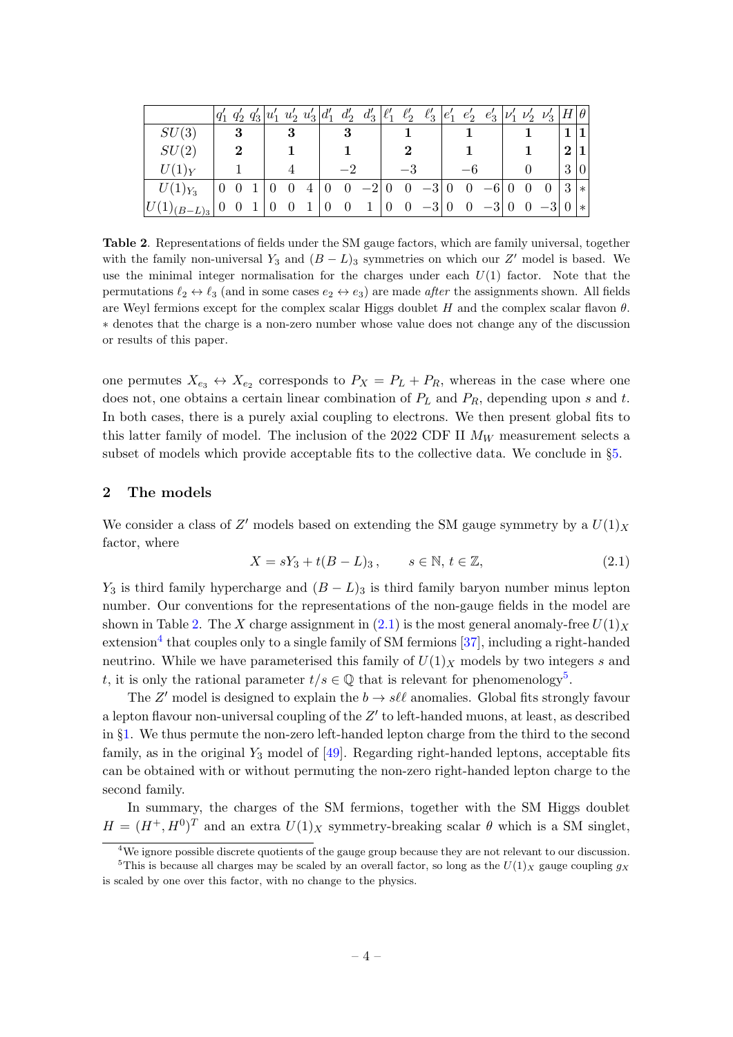| | $q'_1$ | $q'_2$ | $q'_3$ | $u'_1$ | $u'_2$ | $u'_3$ | $d'_1$ | $d'_2$ | $d'_3$ | $\ell'_1$ | $\ell'_2$ | $\ell'_3$ | $e'_1$ | $e'_2$ | $e'_3$ | $\nu'_1$ | $\nu'_2$ | $\nu'_3$ | $H$ | $\theta$ |
|---|---|---|---|---|---|---|---|---|---|---|---|---|---|---|---|---|---|---|---|---|
| $SU(3)$ | | **3** | | | **3** | | | **3** | | | **1** | | | **1** | | | **1** | | **1** | **1** |
| $SU(2)$ | | **2** | | | **1** | | | **1** | | | **2** | | | **1** | | | **1** | | **2** | **1** |
| $U(1)_Y$ | | 1 | | | 4 | | | $-2$ | | | $-3$ | | | $-6$ | | | 0 | | 3 | 0 |
| $U(1)_{Y_3}$ | 0 | 0 | 1 | 0 | 0 | 4 | 0 | 0 | $-2$ | 0 | 0 | $-3$ | 0 | 0 | $-6$ | 0 | 0 | 0 | 3 | * |
| $U(1)_{(B-L)_3}$ | 0 | 0 | 1 | 0 | 0 | 1 | 0 | 0 | 1 | 0 | 0 | $-3$ | 0 | 0 | $-3$ | 0 | 0 | $-3$ | 0 | * |

**Table 2**. Representations of fields under the SM gauge factors, which are family universal, together with the family non-universal $Y_3$ and $(B-L)_3$ symmetries on which our $Z'$ model is based. We use the minimal integer normalisation for the charges under each $U(1)$ factor. Note that the permutations $\ell_2 \leftrightarrow \ell_3$ (and in some cases $e_2 \leftrightarrow e_3$) are made *after* the assignments shown. All fields are Weyl fermions except for the complex scalar Higgs doublet $H$ and the complex scalar flavon $\theta$. * denotes that the charge is a non-zero number whose value does not change any of the discussion or results of this paper.

one permutes $X_{e_3} \leftrightarrow X_{e_2}$ corresponds to $P_X = P_L + P_R$, whereas in the case where one does not, one obtains a certain linear combination of $P_L$ and $P_R$, depending upon $s$ and $t$. In both cases, there is a purely axial coupling to electrons. We then present global fits to this latter family of model. The inclusion of the 2022 CDF II $M_W$ measurement selects a subset of models which provide acceptable fits to the collective data. We conclude in §5.

## 2 The models

We consider a class of $Z'$ models based on extending the SM gauge symmetry by a $U(1)_X$ factor, where

$$X = sY_3 + t(B-L)_3\,, \qquad s \in \mathbb{N},\, t \in \mathbb{Z}, \tag{2.1}$$

$Y_3$ is third family hypercharge and $(B-L)_3$ is third family baryon number minus lepton number. Our conventions for the representations of the non-gauge fields in the model are shown in Table 2. The $X$ charge assignment in (2.1) is the most general anomaly-free $U(1)_X$ extension[4] that couples only to a single family of SM fermions [37], including a right-handed neutrino. While we have parameterised this family of $U(1)_X$ models by two integers $s$ and $t$, it is only the rational parameter $t/s \in \mathbb{Q}$ that is relevant for phenomenology[5].

The $Z'$ model is designed to explain the $b \to s\ell\ell$ anomalies. Global fits strongly favour a lepton flavour non-universal coupling of the $Z'$ to left-handed muons, at least, as described in §1. We thus permute the non-zero left-handed lepton charge from the third to the second family, as in the original $Y_3$ model of [49]. Regarding right-handed leptons, acceptable fits can be obtained with or without permuting the non-zero right-handed lepton charge to the second family.

In summary, the charges of the SM fermions, together with the SM Higgs doublet $H = (H^+, H^0)^T$ and an extra $U(1)_X$ symmetry-breaking scalar $\theta$ which is a SM singlet,

[4] We ignore possible discrete quotients of the gauge group because they are not relevant to our discussion.

[5] This is because all charges may be scaled by an overall factor, so long as the $U(1)_X$ gauge coupling $g_X$ is scaled by one over this factor, with no change to the physics.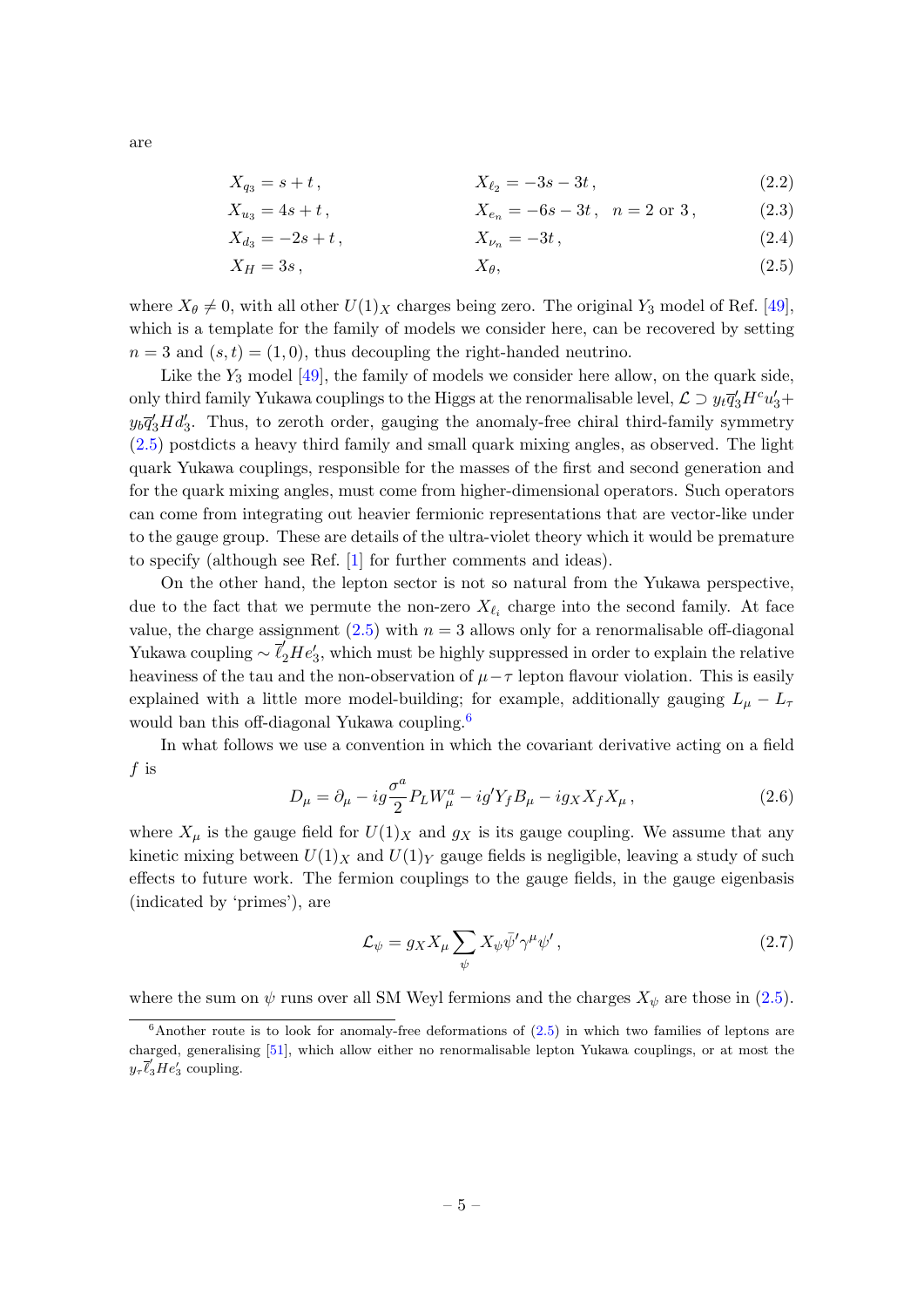are

$$X_{q_3} = s + t\,, \qquad\qquad X_{\ell_2} = -3s - 3t\,, \tag{2.2}$$

$$X_{u_3} = 4s + t\,, \qquad\qquad X_{e_n} = -6s - 3t\,, \quad n = 2 \text{ or } 3\,, \tag{2.3}$$

$$X_{d_3} = -2s + t\,, \qquad\qquad X_{\nu_n} = -3t\,, \tag{2.4}$$

$$X_H = 3s\,, \qquad\qquad X_\theta, \tag{2.5}$$

where $X_\theta \neq 0$, with all other $U(1)_X$ charges being zero. The original $Y_3$ model of Ref. [49], which is a template for the family of models we consider here, can be recovered by setting $n = 3$ and $(s,t) = (1,0)$, thus decoupling the right-handed neutrino.

Like the $Y_3$ model [49], the family of models we consider here allow, on the quark side, only third family Yukawa couplings to the Higgs at the renormalisable level, $\mathcal{L} \supset y_t \overline{q}_3' H^c u_3' + y_b \overline{q}_3' H d_3'$. Thus, to zeroth order, gauging the anomaly-free chiral third-family symmetry (2.5) postdicts a heavy third family and small quark mixing angles, as observed. The light quark Yukawa couplings, responsible for the masses of the first and second generation and for the quark mixing angles, must come from higher-dimensional operators. Such operators can come from integrating out heavier fermionic representations that are vector-like under to the gauge group. These are details of the ultra-violet theory which it would be premature to specify (although see Ref. [1] for further comments and ideas).

On the other hand, the lepton sector is not so natural from the Yukawa perspective, due to the fact that we permute the non-zero $X_{\ell_i}$ charge into the second family. At face value, the charge assignment (2.5) with $n = 3$ allows only for a renormalisable off-diagonal Yukawa coupling $\sim \overline{\ell}_2' H e_3'$, which must be highly suppressed in order to explain the relative heaviness of the tau and the non-observation of $\mu - \tau$ lepton flavour violation. This is easily explained with a little more model-building; for example, additionally gauging $L_\mu - L_\tau$ would ban this off-diagonal Yukawa coupling.[6]

In what follows we use a convention in which the covariant derivative acting on a field $f$ is

$$D_\mu = \partial_\mu - ig\frac{\sigma^a}{2} P_L W_\mu^a - ig' Y_f B_\mu - ig_X X_f X_\mu\,, \tag{2.6}$$

where $X_\mu$ is the gauge field for $U(1)_X$ and $g_X$ is its gauge coupling. We assume that any kinetic mixing between $U(1)_X$ and $U(1)_Y$ gauge fields is negligible, leaving a study of such effects to future work. The fermion couplings to the gauge fields, in the gauge eigenbasis (indicated by 'primes'), are

$$\mathcal{L}_\psi = g_X X_\mu \sum_\psi X_\psi \bar{\psi}' \gamma^\mu \psi'\,, \tag{2.7}$$

where the sum on $\psi$ runs over all SM Weyl fermions and the charges $X_\psi$ are those in (2.5).

[6] Another route is to look for anomaly-free deformations of (2.5) in which two families of leptons are charged, generalising [51], which allow either no renormalisable lepton Yukawa couplings, or at most the $y_\tau \overline{\ell}_3' H e_3'$ coupling.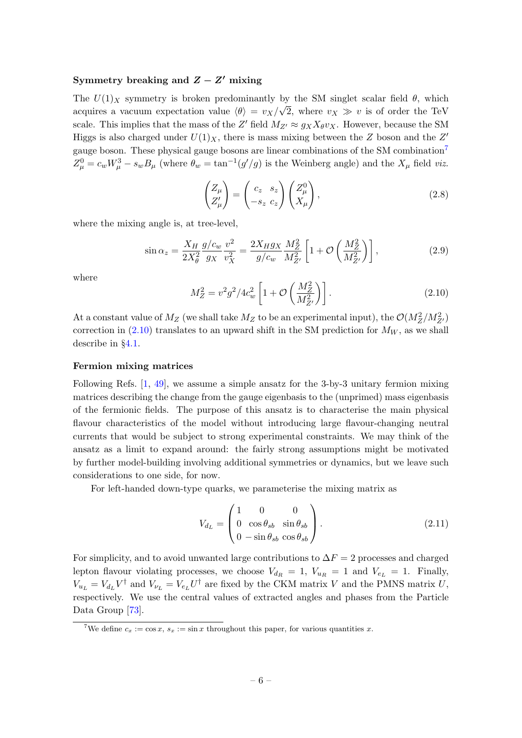### Symmetry breaking and $Z - Z'$ mixing

The $U(1)_X$ symmetry is broken predominantly by the SM singlet scalar field $\theta$, which acquires a vacuum expectation value $\langle\theta\rangle = v_X/\sqrt{2}$, where $v_X \gg v$ is of order the TeV scale. This implies that the mass of the $Z'$ field $M_{Z'} \approx g_X X_\theta v_X$. However, because the SM Higgs is also charged under $U(1)_X$, there is mass mixing between the $Z$ boson and the $Z'$ gauge boson. These physical gauge bosons are linear combinations of the SM combination[7] $Z^0_\mu = c_w W^3_\mu - s_w B_\mu$ (where $\theta_w = \tan^{-1}(g'/g)$ is the Weinberg angle) and the $X_\mu$ field *viz.*

$$\begin{pmatrix} Z_\mu \\ Z'_\mu \end{pmatrix} = \begin{pmatrix} c_z & s_z \\ -s_z & c_z \end{pmatrix} \begin{pmatrix} Z^0_\mu \\ X_\mu \end{pmatrix}, \tag{2.8}$$

where the mixing angle is, at tree-level,

$$\sin\alpha_z = \frac{X_H}{2X_\theta^2}\frac{g/c_w}{g_X}\frac{v^2}{v_X^2} = \frac{2X_H g_X}{g/c_w}\frac{M_Z^2}{M_{Z'}^2}\left[1 + \mathcal{O}\left(\frac{M_Z^2}{M_{Z'}^2}\right)\right], \tag{2.9}$$

where

$$M_Z^2 = v^2 g^2/4c_w^2 \left[1 + \mathcal{O}\left(\frac{M_Z^2}{M_{Z'}^2}\right)\right]. \tag{2.10}$$

At a constant value of $M_Z$ (we shall take $M_Z$ to be an experimental input), the $\mathcal{O}(M_Z^2/M_{Z'}^2)$ correction in (2.10) translates to an upward shift in the SM prediction for $M_W$, as we shall describe in §4.1.

### Fermion mixing matrices

Following Refs. [1, 49], we assume a simple ansatz for the 3-by-3 unitary fermion mixing matrices describing the change from the gauge eigenbasis to the (unprimed) mass eigenbasis of the fermionic fields. The purpose of this ansatz is to characterise the main physical flavour characteristics of the model without introducing large flavour-changing neutral currents that would be subject to strong experimental constraints. We may think of the ansatz as a limit to expand around: the fairly strong assumptions might be motivated by further model-building involving additional symmetries or dynamics, but we leave such considerations to one side, for now.

For left-handed down-type quarks, we parameterise the mixing matrix as

$$V_{d_L} = \begin{pmatrix} 1 & 0 & 0 \\ 0 & \cos\theta_{sb} & \sin\theta_{sb} \\ 0 & -\sin\theta_{sb} & \cos\theta_{sb} \end{pmatrix}. \tag{2.11}$$

For simplicity, and to avoid unwanted large contributions to $\Delta F = 2$ processes and charged lepton flavour violating processes, we choose $V_{d_R} = 1$, $V_{u_R} = 1$ and $V_{e_L} = 1$. Finally, $V_{u_L} = V_{d_L} V^\dagger$ and $V_{\nu_L} = V_{e_L} U^\dagger$ are fixed by the CKM matrix $V$ and the PMNS matrix $U$, respectively. We use the central values of extracted angles and phases from the Particle Data Group [73].

[7] We define $c_x := \cos x$, $s_x := \sin x$ throughout this paper, for various quantities $x$.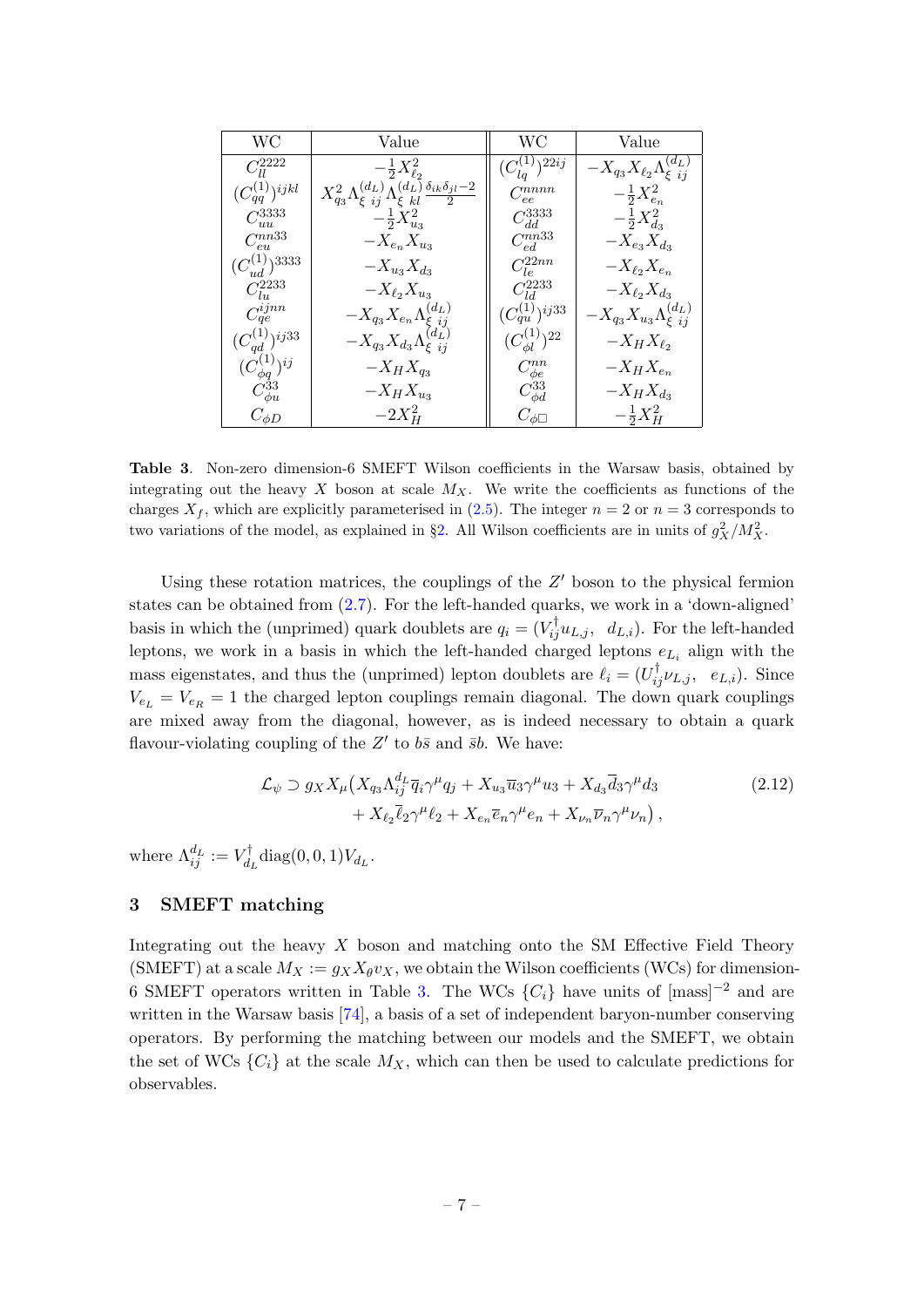| WC | Value | WC | Value |
|---|---|---|---|
| $C_{ll}^{2222}$ | $-\frac{1}{2}X_{\ell_2}^2$ | $(C_{lq}^{(1)})^{22ij}$ | $-X_{q_3}X_{\ell_2}\Lambda_{\xi\ ij}^{(d_L)}$ |
| $(C_{qq}^{(1)})^{ijkl}$ | $X_{q_3}^2\Lambda_{\xi\ ij}^{(d_L)}\Lambda_{\xi\ kl}^{(d_L)}\frac{\delta_{ik}\delta_{jl}-2}{2}$ | $C_{ee}^{nnnn}$ | $-\frac{1}{2}X_{e_n}^2$ |
| $C_{uu}^{3333}$ | $-\frac{1}{2}X_{u_3}^2$ | $C_{dd}^{3333}$ | $-\frac{1}{2}X_{d_3}^2$ |
| $C_{eu}^{nn33}$ | $-X_{e_n}X_{u_3}$ | $C_{ed}^{nn33}$ | $-X_{e_3}X_{d_3}$ |
| $(C_{ud}^{(1)})^{3333}$ | $-X_{u_3}X_{d_3}$ | $C_{le}^{22nn}$ | $-X_{\ell_2}X_{e_n}$ |
| $C_{lu}^{2233}$ | $-X_{\ell_2}X_{u_3}$ | $C_{ld}^{2233}$ | $-X_{\ell_2}X_{d_3}$ |
| $C_{qe}^{ijnn}$ | $-X_{q_3}X_{e_n}\Lambda_{\xi\ ij}^{(d_L)}$ | $(C_{qu}^{(1)})^{ij33}$ | $-X_{q_3}X_{u_3}\Lambda_{\xi\ ij}^{(d_L)}$ |
| $(C_{qd}^{(1)})^{ij33}$ | $-X_{q_3}X_{d_3}\Lambda_{\xi\ ij}^{(d_L)}$ | $(C_{\phi l}^{(1)})^{22}$ | $-X_H X_{\ell_2}$ |
| $(C_{\phi q}^{(1)})^{ij}$ | $-X_H X_{q_3}$ | $C_{\phi e}^{nn}$ | $-X_H X_{e_n}$ |
| $C_{\phi u}^{33}$ | $-X_H X_{u_3}$ | $C_{\phi d}^{33}$ | $-X_H X_{d_3}$ |
| $C_{\phi D}$ | $-2X_H^2$ | $C_{\phi\Box}$ | $-\frac{1}{2}X_H^2$ |

**Table 3**. Non-zero dimension-6 SMEFT Wilson coefficients in the Warsaw basis, obtained by integrating out the heavy $X$ boson at scale $M_X$. We write the coefficients as functions of the charges $X_f$, which are explicitly parameterised in (2.5). The integer $n = 2$ or $n = 3$ corresponds to two variations of the model, as explained in §2. All Wilson coefficients are in units of $g_X^2/M_X^2$.

Using these rotation matrices, the couplings of the $Z'$ boson to the physical fermion states can be obtained from (2.7). For the left-handed quarks, we work in a 'down-aligned' basis in which the (unprimed) quark doublets are $q_i = (V_{ij}^\dagger u_{L,j},\ \ d_{L,i})$. For the left-handed leptons, we work in a basis in which the left-handed charged leptons $e_{L_i}$ align with the mass eigenstates, and thus the (unprimed) lepton doublets are $\ell_i = (U_{ij}^\dagger \nu_{L,j},\ \ e_{L,i})$. Since $V_{e_L} = V_{e_R} = 1$ the charged lepton couplings remain diagonal. The down quark couplings are mixed away from the diagonal, however, as is indeed necessary to obtain a quark flavour-violating coupling of the $Z'$ to $b\bar{s}$ and $\bar{s}b$. We have:

$$
\begin{aligned}
\mathcal{L}_\psi \supset g_X X_\mu \big( & X_{q_3}\Lambda_{ij}^{d_L}\overline{q}_i\gamma^\mu q_j + X_{u_3}\overline{u}_3\gamma^\mu u_3 + X_{d_3}\overline{d}_3\gamma^\mu d_3 \\
& + X_{\ell_2}\overline{\ell}_2\gamma^\mu \ell_2 + X_{e_n}\overline{e}_n\gamma^\mu e_n + X_{\nu_n}\overline{\nu}_n\gamma^\mu \nu_n \big) \,,
\end{aligned} \tag{2.12}
$$

where $\Lambda_{ij}^{d_L} := V_{d_L}^\dagger \mathrm{diag}(0,0,1) V_{d_L}$.

## 3 SMEFT matching

Integrating out the heavy $X$ boson and matching onto the SM Effective Field Theory (SMEFT) at a scale $M_X := g_X X_\theta v_X$, we obtain the Wilson coefficients (WCs) for dimension-6 SMEFT operators written in Table 3. The WCs $\{C_i\}$ have units of $[\text{mass}]^{-2}$ and are written in the Warsaw basis [74], a basis of a set of independent baryon-number conserving operators. By performing the matching between our models and the SMEFT, we obtain the set of WCs $\{C_i\}$ at the scale $M_X$, which can then be used to calculate predictions for observables.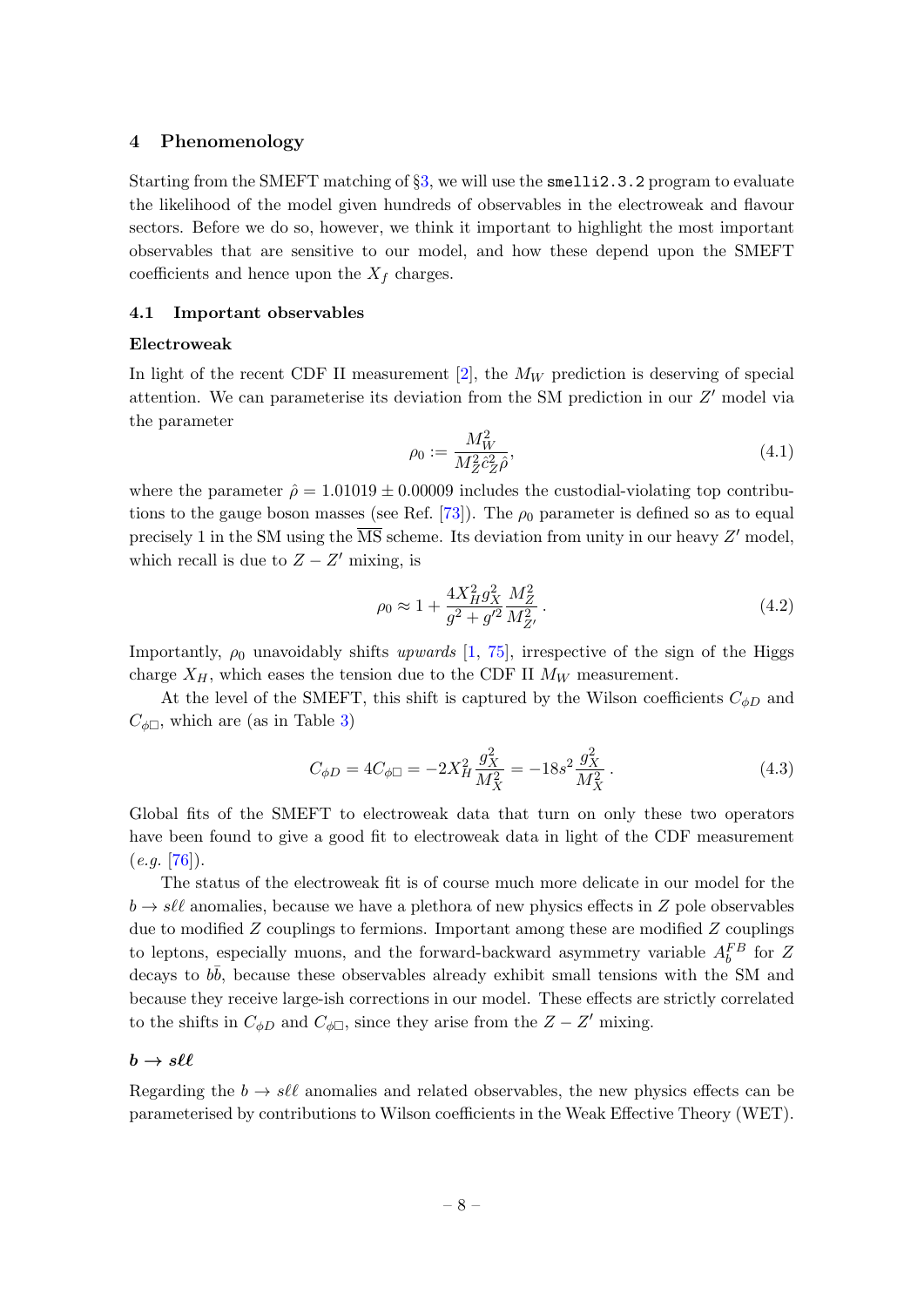## 4 Phenomenology

Starting from the SMEFT matching of §3, we will use the `smelli2.3.2` program to evaluate the likelihood of the model given hundreds of observables in the electroweak and flavour sectors. Before we do so, however, we think it important to highlight the most important observables that are sensitive to our model, and how these depend upon the SMEFT coefficients and hence upon the $X_f$ charges.

### 4.1 Important observables

**Electroweak**

In light of the recent CDF II measurement [2], the $M_W$ prediction is deserving of special attention. We can parameterise its deviation from the SM prediction in our $Z'$ model via the parameter

$$\rho_0 := \frac{M_W^2}{M_Z^2 \hat{c}_Z^2 \hat{\rho}}, \tag{4.1}$$

where the parameter $\hat{\rho} = 1.01019 \pm 0.00009$ includes the custodial-violating top contributions to the gauge boson masses (see Ref. [73]). The $\rho_0$ parameter is defined so as to equal precisely 1 in the SM using the $\overline{\text{MS}}$ scheme. Its deviation from unity in our heavy $Z'$ model, which recall is due to $Z - Z'$ mixing, is

$$\rho_0 \approx 1 + \frac{4X_H^2 g_X^2}{g^2 + g'^2} \frac{M_Z^2}{M_{Z'}^2}. \tag{4.2}$$

Importantly, $\rho_0$ unavoidably shifts *upwards* [1, 75], irrespective of the sign of the Higgs charge $X_H$, which eases the tension due to the CDF II $M_W$ measurement.

At the level of the SMEFT, this shift is captured by the Wilson coefficients $C_{\phi D}$ and $C_{\phi\Box}$, which are (as in Table 3)

$$C_{\phi D} = 4C_{\phi\Box} = -2X_H^2 \frac{g_X^2}{M_X^2} = -18s^2 \frac{g_X^2}{M_X^2}. \tag{4.3}$$

Global fits of the SMEFT to electroweak data that turn on only these two operators have been found to give a good fit to electroweak data in light of the CDF measurement (*e.g.* [76]).

The status of the electroweak fit is of course much more delicate in our model for the $b \to s\ell\ell$ anomalies, because we have a plethora of new physics effects in $Z$ pole observables due to modified $Z$ couplings to fermions. Important among these are modified $Z$ couplings to leptons, especially muons, and the forward-backward asymmetry variable $A_b^{FB}$ for $Z$ decays to $b\bar{b}$, because these observables already exhibit small tensions with the SM and because they receive large-ish corrections in our model. These effects are strictly correlated to the shifts in $C_{\phi D}$ and $C_{\phi\Box}$, since they arise from the $Z - Z'$ mixing.

**$b \to s\ell\ell$**

Regarding the $b \to s\ell\ell$ anomalies and related observables, the new physics effects can be parameterised by contributions to Wilson coefficients in the Weak Effective Theory (WET).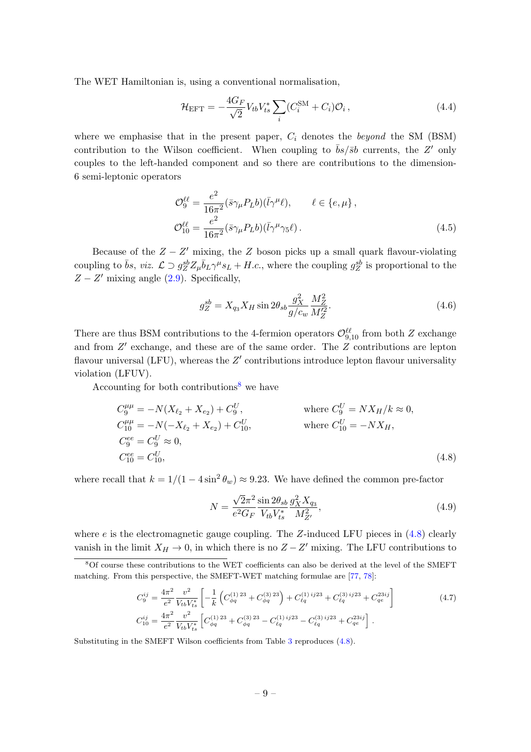The WET Hamiltonian is, using a conventional normalisation,

$$\mathcal{H}_{\rm EFT} = -\frac{4G_F}{\sqrt{2}} V_{tb} V_{ts}^* \sum_i (C_i^{\rm SM} + C_i)\mathcal{O}_i \,, \tag{4.4}$$

where we emphasise that in the present paper, $C_i$ denotes the *beyond* the SM (BSM) contribution to the Wilson coefficient. When coupling to $\bar{b}s/\bar{s}b$ currents, the $Z'$ only couples to the left-handed component and so there are contributions to the dimension-6 semi-leptonic operators

$$\begin{aligned}
\mathcal{O}_9^{\ell\ell} &= \frac{e^2}{16\pi^2}(\bar{s}\gamma_\mu P_L b)(\bar{l}\gamma^\mu \ell), \qquad \ell \in \{e, \mu\}\,, \\
\mathcal{O}_{10}^{\ell\ell} &= \frac{e^2}{16\pi^2}(\bar{s}\gamma_\mu P_L b)(\bar{l}\gamma^\mu \gamma_5 \ell)\,.
\end{aligned} \tag{4.5}$$

Because of the $Z - Z'$ mixing, the $Z$ boson picks up a small quark flavour-violating coupling to $\bar{b}s$, *viz.* $\mathcal{L} \supset g_Z^{sb} Z_\mu \bar{b}_L \gamma^\mu s_L + H.c.$, where the coupling $g_Z^{sb}$ is proportional to the $Z - Z'$ mixing angle (2.9). Specifically,

$$g_Z^{sb} = X_{q_3} X_H \sin 2\theta_{sb} \frac{g_X^2}{g/c_w} \frac{M_Z^2}{M_Z'^2}. \tag{4.6}$$

There are thus BSM contributions to the 4-fermion operators $\mathcal{O}_{9,10}^{\ell\ell}$ from both $Z$ exchange and from $Z'$ exchange, and these are of the same order. The $Z$ contributions are lepton flavour universal (LFU), whereas the $Z'$ contributions introduce lepton flavour universality violation (LFUV).

Accounting for both contributions[8] we have

$$\begin{aligned}
C_9^{\mu\mu} &= -N(X_{\ell_2} + X_{e_2}) + C_9^U, && \text{where } C_9^U = N X_H/k \approx 0, \\
C_{10}^{\mu\mu} &= -N(-X_{\ell_2} + X_{e_2}) + C_{10}^U, && \text{where } C_{10}^U = -N X_H, \\
C_9^{ee} &= C_9^U \approx 0, && \\
C_{10}^{ee} &= C_{10}^U, &&
\end{aligned} \tag{4.8}$$

where recall that $k = 1/(1 - 4\sin^2\theta_w) \approx 9.23$. We have defined the common pre-factor

$$N = \frac{\sqrt{2}\pi^2}{e^2 G_F} \frac{\sin 2\theta_{sb}}{V_{tb}V_{ts}^*} \frac{g_X^2 X_{q_3}}{M_{Z'}^2}, \tag{4.9}$$

where $e$ is the electromagnetic gauge coupling. The $Z$-induced LFU pieces in (4.8) clearly vanish in the limit $X_H \to 0$, in which there is no $Z - Z'$ mixing. The LFU contributions to

[8] Of course these contributions to the WET coefficients can also be derived at the level of the SMEFT matching. From this perspective, the SMEFT-WET matching formulae are [77, 78]:

$$\begin{aligned}
C_9^{ij} &= \frac{4\pi^2}{e^2}\frac{v^2}{V_{tb}V_{ts}^*}\left[-\frac{1}{k}\left(C_{\phi q}^{(1)\,23} + C_{\phi q}^{(3)\,23}\right) + C_{\ell q}^{(1)\,ij23} + C_{\ell q}^{(3)\,ij23} + C_{qe}^{23ij}\right] \\
C_{10}^{ij} &= \frac{4\pi^2}{e^2}\frac{v^2}{V_{tb}V_{ts}^*}\left[C_{\phi q}^{(1)\,23} + C_{\phi q}^{(3)\,23} - C_{\ell q}^{(1)\,ij23} - C_{\ell q}^{(3)\,ij23} + C_{qe}^{23ij}\right].
\end{aligned} \tag{4.7}$$

Substituting in the SMEFT Wilson coefficients from Table 3 reproduces (4.8).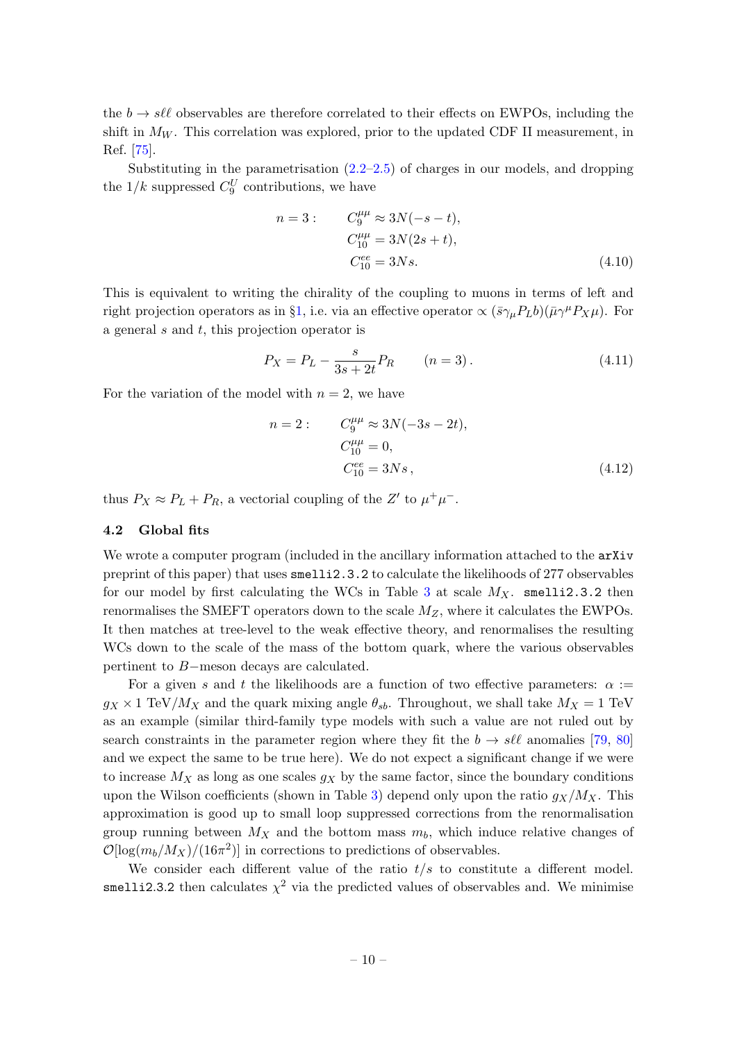the $b \to s\ell\ell$ observables are therefore correlated to their effects on EWPOs, including the shift in $M_W$. This correlation was explored, prior to the updated CDF II measurement, in Ref. [75].

Substituting in the parametrisation (2.2–2.5) of charges in our models, and dropping the $1/k$ suppressed $C_9^U$ contributions, we have

$$
\begin{aligned}
n = 3: \qquad & C_9^{\mu\mu} \approx 3N(-s-t), \\
& C_{10}^{\mu\mu} = 3N(2s+t), \\
& C_{10}^{ee} = 3Ns.
\end{aligned}
\tag{4.10}
$$

This is equivalent to writing the chirality of the coupling to muons in terms of left and right projection operators as in §1, i.e. via an effective operator $\propto (\bar{s}\gamma_\mu P_L b)(\bar{\mu}\gamma^\mu P_X \mu)$. For a general $s$ and $t$, this projection operator is

$$
P_X = P_L - \frac{s}{3s+2t} P_R \qquad (n=3)\,. \tag{4.11}
$$

For the variation of the model with $n = 2$, we have

$$
\begin{aligned}
n = 2: \qquad & C_9^{\mu\mu} \approx 3N(-3s-2t), \\
& C_{10}^{\mu\mu} = 0, \\
& C_{10}^{ee} = 3Ns\,,
\end{aligned}
\tag{4.12}
$$

thus $P_X \approx P_L + P_R$, a vectorial coupling of the $Z'$ to $\mu^+\mu^-$.

### 4.2 Global fits

We wrote a computer program (included in the ancillary information attached to the `arXiv` preprint of this paper) that uses `smelli2.3.2` to calculate the likelihoods of 277 observables for our model by first calculating the WCs in Table 3 at scale $M_X$. `smelli2.3.2` then renormalises the SMEFT operators down to the scale $M_Z$, where it calculates the EWPOs. It then matches at tree-level to the weak effective theory, and renormalises the resulting WCs down to the scale of the mass of the bottom quark, where the various observables pertinent to $B-$meson decays are calculated.

For a given $s$ and $t$ the likelihoods are a function of two effective parameters: $\alpha := g_X \times 1$ TeV$/M_X$ and the quark mixing angle $\theta_{sb}$. Throughout, we shall take $M_X = 1$ TeV as an example (similar third-family type models with such a value are not ruled out by search constraints in the parameter region where they fit the $b \to s\ell\ell$ anomalies [79, 80] and we expect the same to be true here). We do not expect a significant change if we were to increase $M_X$ as long as one scales $g_X$ by the same factor, since the boundary conditions upon the Wilson coefficients (shown in Table 3) depend only upon the ratio $g_X/M_X$. This approximation is good up to small loop suppressed corrections from the renormalisation group running between $M_X$ and the bottom mass $m_b$, which induce relative changes of $\mathcal{O}[\log(m_b/M_X)/(16\pi^2)]$ in corrections to predictions of observables.

We consider each different value of the ratio $t/s$ to constitute a different model. `smelli2.3.2` then calculates $\chi^2$ via the predicted values of observables and. We minimise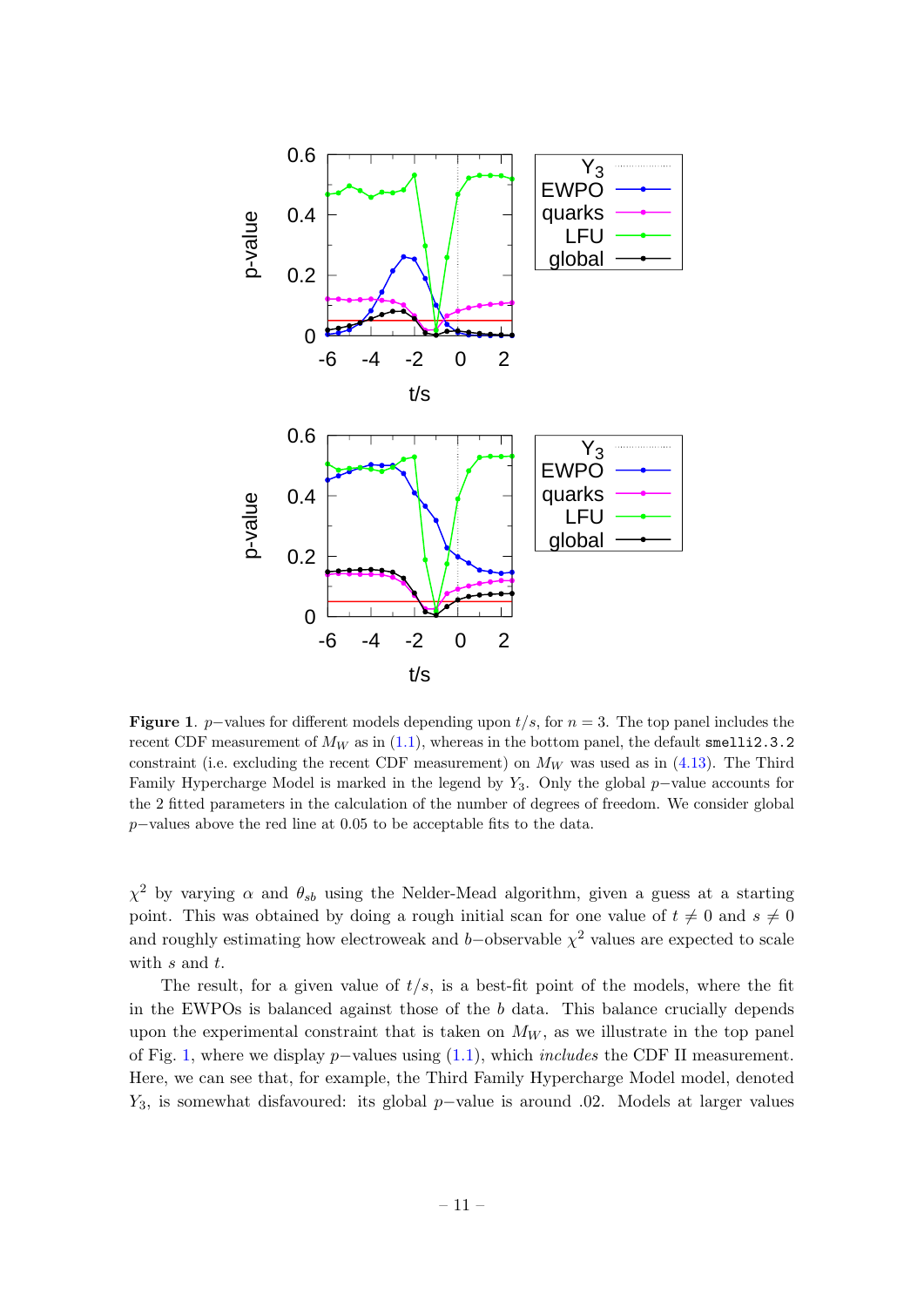**Figure 1**. $p-$values for different models depending upon $t/s$, for $n = 3$. The top panel includes the recent CDF measurement of $M_W$ as in (1.1), whereas in the bottom panel, the default `smelli2.3.2` constraint (i.e. excluding the recent CDF measurement) on $M_W$ was used as in (4.13). The Third Family Hypercharge Model is marked in the legend by $Y_3$. Only the global $p-$value accounts for the 2 fitted parameters in the calculation of the number of degrees of freedom. We consider global $p-$values above the red line at 0.05 to be acceptable fits to the data.

$\chi^2$ by varying $\alpha$ and $\theta_{sb}$ using the Nelder-Mead algorithm, given a guess at a starting point. This was obtained by doing a rough initial scan for one value of $t \neq 0$ and $s \neq 0$ and roughly estimating how electroweak and $b-$observable $\chi^2$ values are expected to scale with $s$ and $t$.

The result, for a given value of $t/s$, is a best-fit point of the models, where the fit in the EWPOs is balanced against those of the $b$ data. This balance crucially depends upon the experimental constraint that is taken on $M_W$, as we illustrate in the top panel of Fig. 1, where we display $p-$values using (1.1), which *includes* the CDF II measurement. Here, we can see that, for example, the Third Family Hypercharge Model model, denoted $Y_3$, is somewhat disfavoured: its global $p-$value is around .02. Models at larger values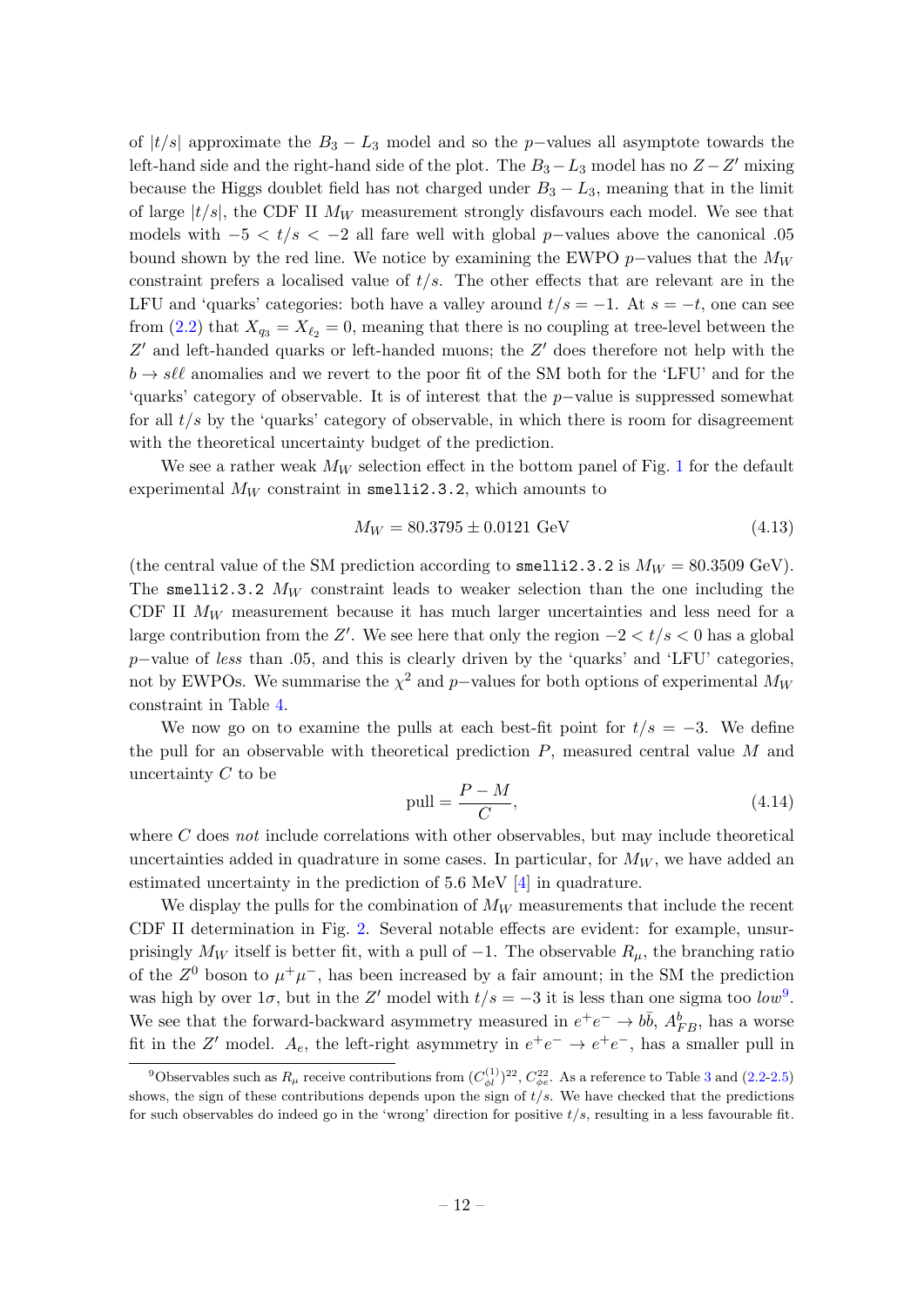of $|t/s|$ approximate the $B_3 - L_3$ model and so the $p-$values all asymptote towards the left-hand side and the right-hand side of the plot. The $B_3 - L_3$ model has no $Z - Z'$ mixing because the Higgs doublet field has not charged under $B_3 - L_3$, meaning that in the limit of large $|t/s|$, the CDF II $M_W$ measurement strongly disfavours each model. We see that models with $-5 < t/s < -2$ all fare well with global $p-$values above the canonical .05 bound shown by the red line. We notice by examining the EWPO $p-$values that the $M_W$ constraint prefers a localised value of $t/s$. The other effects that are relevant are in the LFU and 'quarks' categories: both have a valley around $t/s = -1$. At $s = -t$, one can see from (2.2) that $X_{q_3} = X_{\ell_2} = 0$, meaning that there is no coupling at tree-level between the $Z'$ and left-handed quarks or left-handed muons; the $Z'$ does therefore not help with the $b \to s\ell\ell$ anomalies and we revert to the poor fit of the SM both for the 'LFU' and for the 'quarks' category of observable. It is of interest that the $p-$value is suppressed somewhat for all $t/s$ by the 'quarks' category of observable, in which there is room for disagreement with the theoretical uncertainty budget of the prediction.

We see a rather weak $M_W$ selection effect in the bottom panel of Fig. 1 for the default experimental $M_W$ constraint in `smelli2.3.2`, which amounts to

$$M_W = 80.3795 \pm 0.0121 \text{ GeV} \tag{4.13}$$

(the central value of the SM prediction according to `smelli2.3.2` is $M_W = 80.3509$ GeV). The `smelli2.3.2` $M_W$ constraint leads to weaker selection than the one including the CDF II $M_W$ measurement because it has much larger uncertainties and less need for a large contribution from the $Z'$. We see here that only the region $-2 < t/s < 0$ has a global $p-$value of *less* than .05, and this is clearly driven by the 'quarks' and 'LFU' categories, not by EWPOs. We summarise the $\chi^2$ and $p-$values for both options of experimental $M_W$ constraint in Table 4.

We now go on to examine the pulls at each best-fit point for $t/s = -3$. We define the pull for an observable with theoretical prediction $P$, measured central value $M$ and uncertainty $C$ to be

$$\text{pull} = \frac{P - M}{C}, \tag{4.14}$$

where $C$ does *not* include correlations with other observables, but may include theoretical uncertainties added in quadrature in some cases. In particular, for $M_W$, we have added an estimated uncertainty in the prediction of 5.6 MeV [4] in quadrature.

We display the pulls for the combination of $M_W$ measurements that include the recent CDF II determination in Fig. 2. Several notable effects are evident: for example, unsurprisingly $M_W$ itself is better fit, with a pull of $-1$. The observable $R_\mu$, the branching ratio of the $Z^0$ boson to $\mu^+\mu^-$, has been increased by a fair amount; in the SM the prediction was high by over $1\sigma$, but in the $Z'$ model with $t/s = -3$ it is less than one sigma too *low*[9]. We see that the forward-backward asymmetry measured in $e^+e^- \to b\bar{b}$, $A^b_{FB}$, has a worse fit in the $Z'$ model. $A_e$, the left-right asymmetry in $e^+e^- \to e^+e^-$, has a smaller pull in

[9] Observables such as $R_\mu$ receive contributions from $(C^{(1)}_{\phi l})^{22}$, $C^{22}_{\phi e}$. As a reference to Table 3 and (2.2-2.5) shows, the sign of these contributions depends upon the sign of $t/s$. We have checked that the predictions for such observables do indeed go in the 'wrong' direction for positive $t/s$, resulting in a less favourable fit.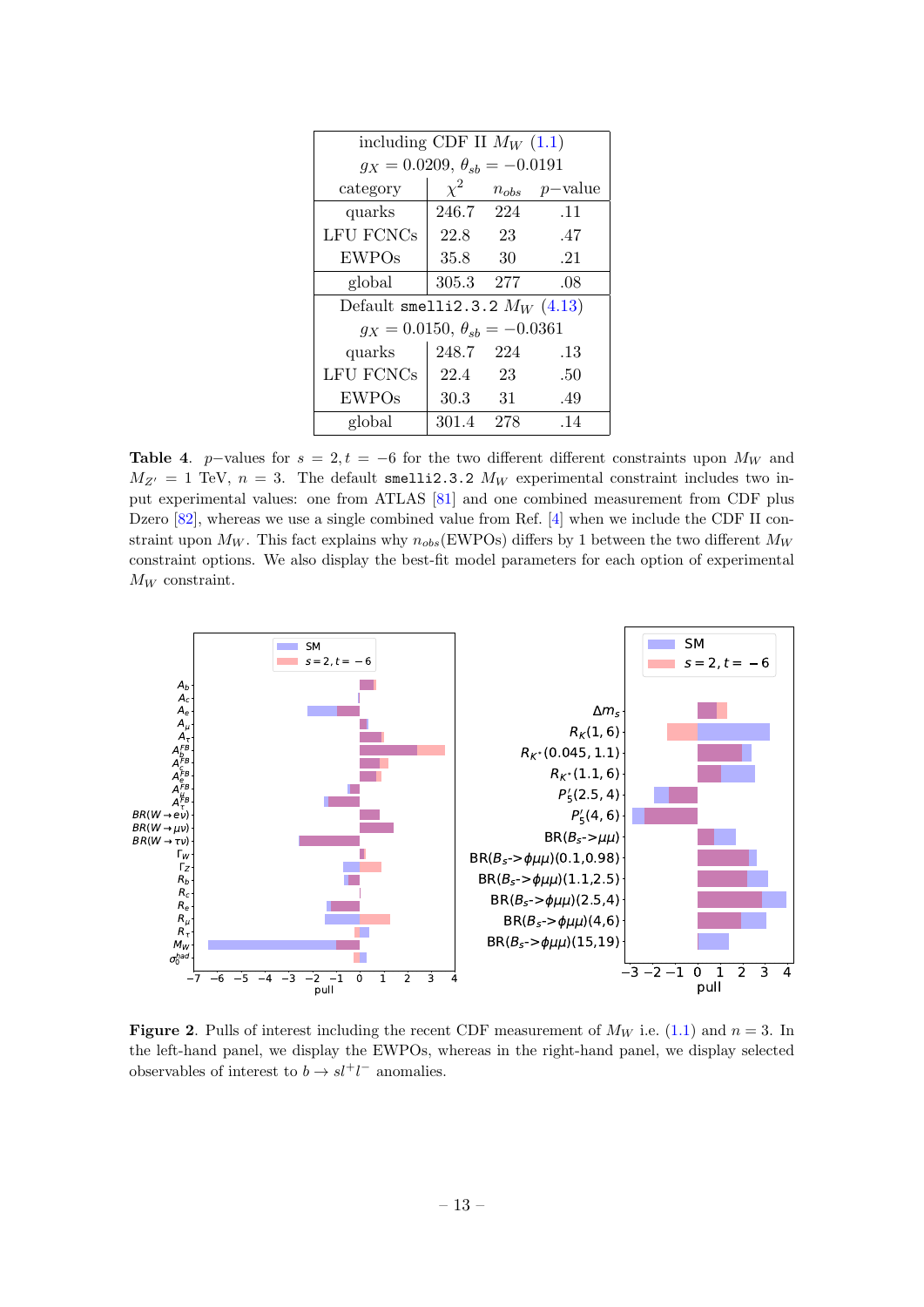| including CDF II $M_W$ (1.1) | | | |
|---|---|---|---|
| $g_X = 0.0209$, $\theta_{sb} = -0.0191$ | | | |
| category | $\chi^2$ | $n_{obs}$ | $p-$value |
| quarks | 246.7 | 224 | .11 |
| LFU FCNCs | 22.8 | 23 | .47 |
| EWPOs | 35.8 | 30 | .21 |
| global | 305.3 | 277 | .08 |
| Default `smelli2.3.2` $M_W$ (4.13) | | | |
| $g_X = 0.0150$, $\theta_{sb} = -0.0361$ | | | |
| quarks | 248.7 | 224 | .13 |
| LFU FCNCs | 22.4 | 23 | .50 |
| EWPOs | 30.3 | 31 | .49 |
| global | 301.4 | 278 | .14 |

**Table 4**. $p-$values for $s = 2, t = -6$ for the two different different constraints upon $M_W$ and $M_{Z'} = 1$ TeV, $n = 3$. The default `smelli2.3.2` $M_W$ experimental constraint includes two input experimental values: one from ATLAS [81] and one combined measurement from CDF plus Dzero [82], whereas we use a single combined value from Ref. [4] when we include the CDF II constraint upon $M_W$. This fact explains why $n_{obs}$(EWPOs) differs by 1 between the two different $M_W$ constraint options. We also display the best-fit model parameters for each option of experimental $M_W$ constraint.

**Figure 2**. Pulls of interest including the recent CDF measurement of $M_W$ i.e. (1.1) and $n = 3$. In the left-hand panel, we display the EWPOs, whereas in the right-hand panel, we display selected observables of interest to $b \to s l^+ l^-$ anomalies.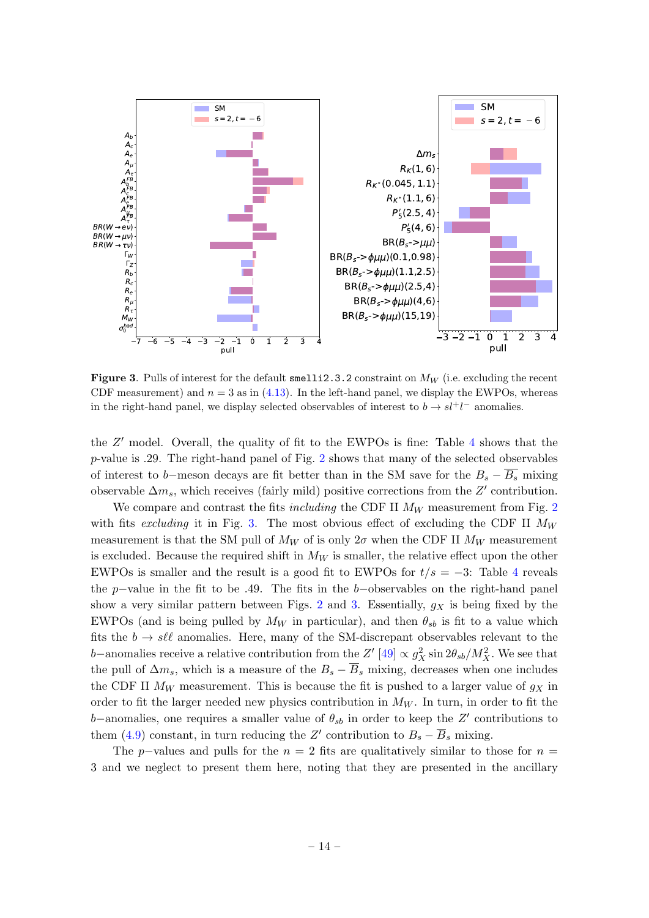**Figure 3**. Pulls of interest for the default `smelli2.3.2` constraint on $M_W$ (i.e. excluding the recent CDF measurement) and $n = 3$ as in (4.13). In the left-hand panel, we display the EWPOs, whereas in the right-hand panel, we display selected observables of interest to $b \to sl^+l^-$ anomalies.

the $Z'$ model. Overall, the quality of fit to the EWPOs is fine: Table 4 shows that the $p$-value is .29. The right-hand panel of Fig. 2 shows that many of the selected observables of interest to $b-$meson decays are fit better than in the SM save for the $B_s - \overline{B_s}$ mixing observable $\Delta m_s$, which receives (fairly mild) positive corrections from the $Z'$ contribution.

We compare and contrast the fits *including* the CDF II $M_W$ measurement from Fig. 2 with fits *excluding* it in Fig. 3. The most obvious effect of excluding the CDF II $M_W$ measurement is that the SM pull of $M_W$ is only $2\sigma$ when the CDF II $M_W$ measurement is excluded. Because the required shift in $M_W$ is smaller, the relative effect upon the other EWPOs is smaller and the result is a good fit to EWPOs for $t/s = -3$: Table 4 reveals the $p-$value in the fit to be .49. The fits in the $b-$observables on the right-hand panel show a very similar pattern between Figs. 2 and 3. Essentially, $g_X$ is being fixed by the EWPOs (and is being pulled by $M_W$ in particular), and then $\theta_{sb}$ is fit to a value which fits the $b \to s\ell\ell$ anomalies. Here, many of the SM-discrepant observables relevant to the $b-$anomalies receive a relative contribution from the $Z'$ [49] $\propto g_X^2 \sin 2\theta_{sb}/M_X^2$. We see that the pull of $\Delta m_s$, which is a measure of the $B_s - \overline{B}_s$ mixing, decreases when one includes the CDF II $M_W$ measurement. This is because the fit is pushed to a larger value of $g_X$ in order to fit the larger needed new physics contribution in $M_W$. In turn, in order to fit the $b-$anomalies, one requires a smaller value of $\theta_{sb}$ in order to keep the $Z'$ contributions to them (4.9) constant, in turn reducing the $Z'$ contribution to $B_s - \overline{B}_s$ mixing.

The $p-$values and pulls for the $n = 2$ fits are qualitatively similar to those for $n = 3$ and we neglect to present them here, noting that they are presented in the ancillary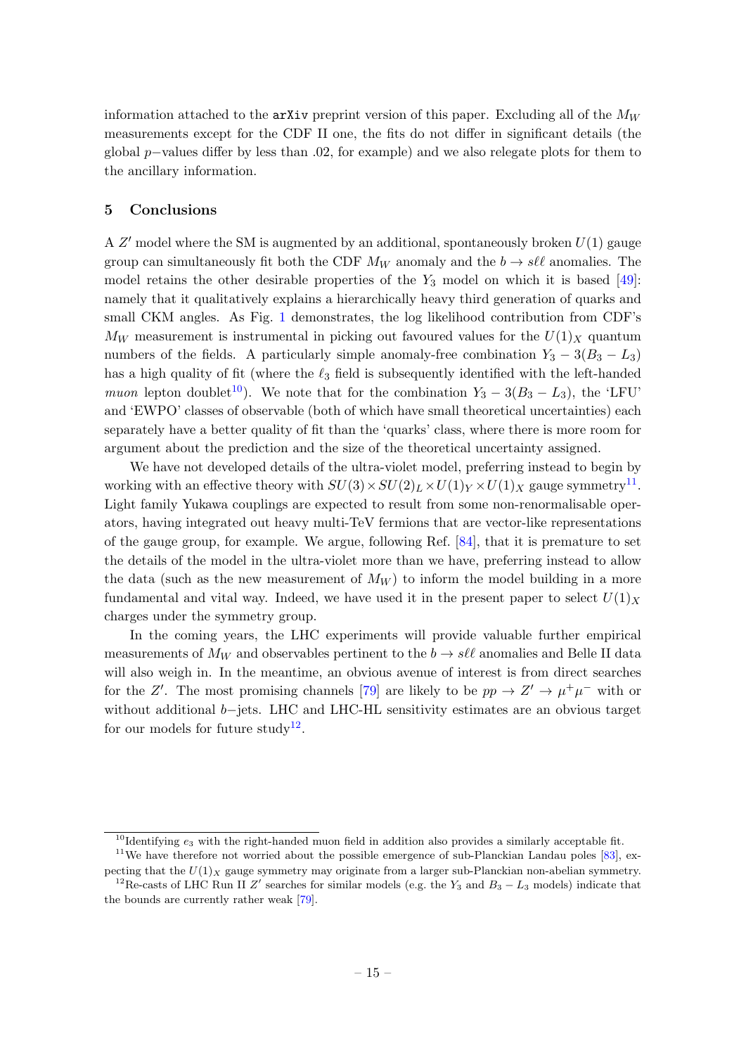information attached to the arXiv preprint version of this paper. Excluding all of the $M_W$ measurements except for the CDF II one, the fits do not differ in significant details (the global $p$−values differ by less than .02, for example) and we also relegate plots for them to the ancillary information.

## 5 Conclusions

A $Z'$ model where the SM is augmented by an additional, spontaneously broken $U(1)$ gauge group can simultaneously fit both the CDF $M_W$ anomaly and the $b \to s\ell\ell$ anomalies. The model retains the other desirable properties of the $Y_3$ model on which it is based [49]: namely that it qualitatively explains a hierarchically heavy third generation of quarks and small CKM angles. As Fig. 1 demonstrates, the log likelihood contribution from CDF's $M_W$ measurement is instrumental in picking out favoured values for the $U(1)_X$ quantum numbers of the fields. A particularly simple anomaly-free combination $Y_3 - 3(B_3 - L_3)$ has a high quality of fit (where the $\ell_3$ field is subsequently identified with the left-handed *muon* lepton doublet[10]). We note that for the combination $Y_3 - 3(B_3 - L_3)$, the 'LFU' and 'EWPO' classes of observable (both of which have small theoretical uncertainties) each separately have a better quality of fit than the 'quarks' class, where there is more room for argument about the prediction and the size of the theoretical uncertainty assigned.

We have not developed details of the ultra-violet model, preferring instead to begin by working with an effective theory with $SU(3) \times SU(2)_L \times U(1)_Y \times U(1)_X$ gauge symmetry[11]. Light family Yukawa couplings are expected to result from some non-renormalisable operators, having integrated out heavy multi-TeV fermions that are vector-like representations of the gauge group, for example. We argue, following Ref. [84], that it is premature to set the details of the model in the ultra-violet more than we have, preferring instead to allow the data (such as the new measurement of $M_W$) to inform the model building in a more fundamental and vital way. Indeed, we have used it in the present paper to select $U(1)_X$ charges under the symmetry group.

In the coming years, the LHC experiments will provide valuable further empirical measurements of $M_W$ and observables pertinent to the $b \to s\ell\ell$ anomalies and Belle II data will also weigh in. In the meantime, an obvious avenue of interest is from direct searches for the $Z'$. The most promising channels [79] are likely to be $pp \to Z' \to \mu^+\mu^-$ with or without additional $b$−jets. LHC and LHC-HL sensitivity estimates are an obvious target for our models for future study[12].

---

[10] Identifying $e_3$ with the right-handed muon field in addition also provides a similarly acceptable fit.

[11] We have therefore not worried about the possible emergence of sub-Planckian Landau poles [83], expecting that the $U(1)_X$ gauge symmetry may originate from a larger sub-Planckian non-abelian symmetry.

[12] Re-casts of LHC Run II $Z'$ searches for similar models (e.g. the $Y_3$ and $B_3 - L_3$ models) indicate that the bounds are currently rather weak [79].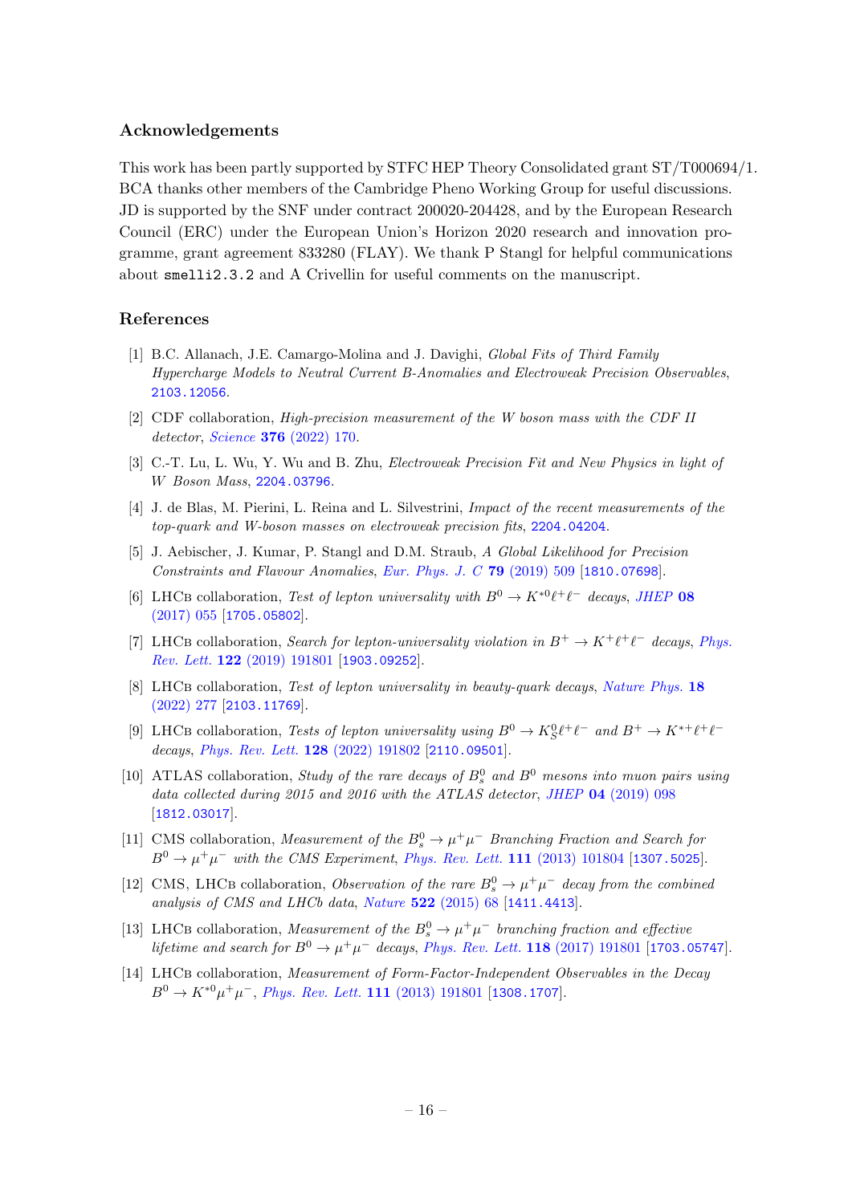## Acknowledgements

This work has been partly supported by STFC HEP Theory Consolidated grant ST/T000694/1. BCA thanks other members of the Cambridge Pheno Working Group for useful discussions. JD is supported by the SNF under contract 200020-204428, and by the European Research Council (ERC) under the European Union's Horizon 2020 research and innovation programme, grant agreement 833280 (FLAY). We thank P Stangl for helpful communications about `smelli2.3.2` and A Crivellin for useful comments on the manuscript.

## References

[1] B.C. Allanach, J.E. Camargo-Molina and J. Davighi, *Global Fits of Third Family Hypercharge Models to Neutral Current B-Anomalies and Electroweak Precision Observables*, 2103.12056.

[2] CDF collaboration, *High-precision measurement of the W boson mass with the CDF II detector*, *Science* **376** (2022) 170.

[3] C.-T. Lu, L. Wu, Y. Wu and B. Zhu, *Electroweak Precision Fit and New Physics in light of W Boson Mass*, 2204.03796.

[4] J. de Blas, M. Pierini, L. Reina and L. Silvestrini, *Impact of the recent measurements of the top-quark and W-boson masses on electroweak precision fits*, 2204.04204.

[5] J. Aebischer, J. Kumar, P. Stangl and D.M. Straub, *A Global Likelihood for Precision Constraints and Flavour Anomalies*, *Eur. Phys. J. C* **79** (2019) 509 [1810.07698].

[6] LHCb collaboration, *Test of lepton universality with $B^0 \to K^{*0}\ell^+\ell^-$ decays*, *JHEP* **08** (2017) 055 [1705.05802].

[7] LHCb collaboration, *Search for lepton-universality violation in $B^+ \to K^+\ell^+\ell^-$ decays*, *Phys. Rev. Lett.* **122** (2019) 191801 [1903.09252].

[8] LHCb collaboration, *Test of lepton universality in beauty-quark decays*, *Nature Phys.* **18** (2022) 277 [2103.11769].

[9] LHCb collaboration, *Tests of lepton universality using $B^0 \to K^0_S\ell^+\ell^-$ and $B^+ \to K^{*+}\ell^+\ell^-$ decays*, *Phys. Rev. Lett.* **128** (2022) 191802 [2110.09501].

[10] ATLAS collaboration, *Study of the rare decays of $B^0_s$ and $B^0$ mesons into muon pairs using data collected during 2015 and 2016 with the ATLAS detector*, *JHEP* **04** (2019) 098 [1812.03017].

[11] CMS collaboration, *Measurement of the $B^0_s \to \mu^+\mu^-$ Branching Fraction and Search for $B^0 \to \mu^+\mu^-$ with the CMS Experiment*, *Phys. Rev. Lett.* **111** (2013) 101804 [1307.5025].

[12] CMS, LHCb collaboration, *Observation of the rare $B^0_s \to \mu^+\mu^-$ decay from the combined analysis of CMS and LHCb data*, *Nature* **522** (2015) 68 [1411.4413].

[13] LHCb collaboration, *Measurement of the $B^0_s \to \mu^+\mu^-$ branching fraction and effective lifetime and search for $B^0 \to \mu^+\mu^-$ decays*, *Phys. Rev. Lett.* **118** (2017) 191801 [1703.05747].

[14] LHCb collaboration, *Measurement of Form-Factor-Independent Observables in the Decay $B^0 \to K^{*0}\mu^+\mu^-$*, *Phys. Rev. Lett.* **111** (2013) 191801 [1308.1707].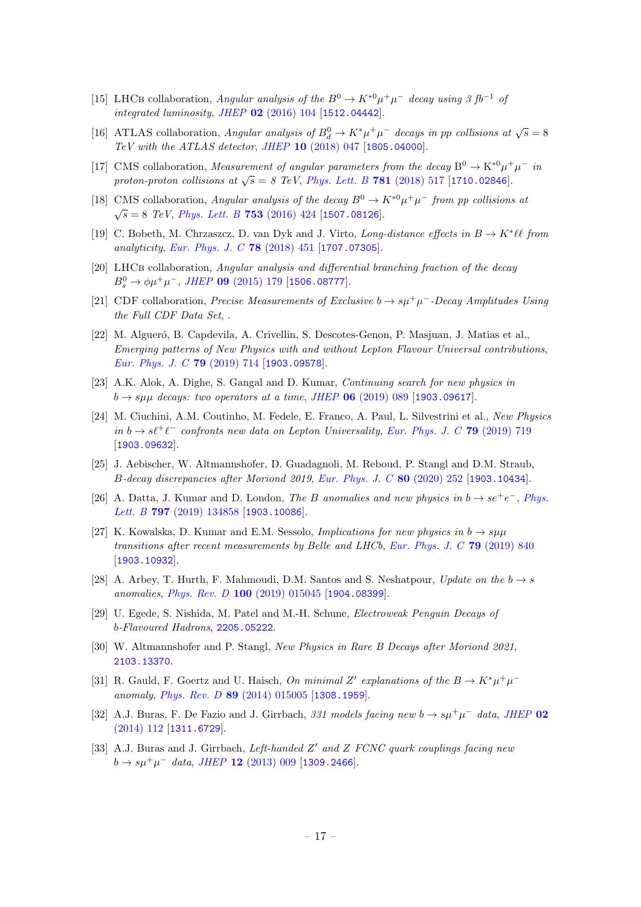[15] LHCb collaboration, *Angular analysis of the $B^0 \to K^{*0}\mu^+\mu^-$ decay using 3 fb$^{-1}$ of integrated luminosity*, *JHEP* **02** (2016) 104 [1512.04442].

[16] ATLAS collaboration, *Angular analysis of $B_d^0 \to K^*\mu^+\mu^-$ decays in pp collisions at $\sqrt{s} = 8$ TeV with the ATLAS detector*, *JHEP* **10** (2018) 047 [1805.04000].

[17] CMS collaboration, *Measurement of angular parameters from the decay $\mathrm{B}^0 \to \mathrm{K}^{*0}\mu^+\mu^-$ in proton-proton collisions at $\sqrt{s} = 8$ TeV*, *Phys. Lett. B* **781** (2018) 517 [1710.02846].

[18] CMS collaboration, *Angular analysis of the decay $B^0 \to K^{*0}\mu^+\mu^-$ from pp collisions at $\sqrt{s} = 8$ TeV*, *Phys. Lett. B* **753** (2016) 424 [1507.08126].

[19] C. Bobeth, M. Chrzaszcz, D. van Dyk and J. Virto, *Long-distance effects in $B \to K^*\ell\ell$ from analyticity*, *Eur. Phys. J. C* **78** (2018) 451 [1707.07305].

[20] LHCb collaboration, *Angular analysis and differential branching fraction of the decay $B_s^0 \to \phi\mu^+\mu^-$*, *JHEP* **09** (2015) 179 [1506.08777].

[21] CDF collaboration, *Precise Measurements of Exclusive $b \to s\mu^+\mu^-$-Decay Amplitudes Using the Full CDF Data Set*, .

[22] M. Algueró, B. Capdevila, A. Crivellin, S. Descotes-Genon, P. Masjuan, J. Matias et al., *Emerging patterns of New Physics with and without Lepton Flavour Universal contributions*, *Eur. Phys. J. C* **79** (2019) 714 [1903.09578].

[23] A.K. Alok, A. Dighe, S. Gangal and D. Kumar, *Continuing search for new physics in $b \to s\mu\mu$ decays: two operators at a time*, *JHEP* **06** (2019) 089 [1903.09617].

[24] M. Ciuchini, A.M. Coutinho, M. Fedele, E. Franco, A. Paul, L. Silvestrini et al., *New Physics in $b \to s\ell^+\ell^-$ confronts new data on Lepton Universality*, *Eur. Phys. J. C* **79** (2019) 719 [1903.09632].

[25] J. Aebischer, W. Altmannshofer, D. Guadagnoli, M. Reboud, P. Stangl and D.M. Straub, *B-decay discrepancies after Moriond 2019*, *Eur. Phys. J. C* **80** (2020) 252 [1903.10434].

[26] A. Datta, J. Kumar and D. London, *The B anomalies and new physics in $b \to se^+e^-$*, *Phys. Lett. B* **797** (2019) 134858 [1903.10086].

[27] K. Kowalska, D. Kumar and E.M. Sessolo, *Implications for new physics in $b \to s\mu\mu$ transitions after recent measurements by Belle and LHCb*, *Eur. Phys. J. C* **79** (2019) 840 [1903.10932].

[28] A. Arbey, T. Hurth, F. Mahmoudi, D.M. Santos and S. Neshatpour, *Update on the $b \to s$ anomalies*, *Phys. Rev. D* **100** (2019) 015045 [1904.08399].

[29] U. Egede, S. Nishida, M. Patel and M.-H. Schune, *Electroweak Penguin Decays of b-Flavoured Hadrons*, 2205.05222.

[30] W. Altmannshofer and P. Stangl, *New Physics in Rare B Decays after Moriond 2021*, 2103.13370.

[31] R. Gauld, F. Goertz and U. Haisch, *On minimal $Z'$ explanations of the $B \to K^*\mu^+\mu^-$ anomaly*, *Phys. Rev. D* **89** (2014) 015005 [1308.1959].

[32] A.J. Buras, F. De Fazio and J. Girrbach, *331 models facing new $b \to s\mu^+\mu^-$ data*, *JHEP* **02** (2014) 112 [1311.6729].

[33] A.J. Buras and J. Girrbach, *Left-handed $Z'$ and Z FCNC quark couplings facing new $b \to s\mu^+\mu^-$ data*, *JHEP* **12** (2013) 009 [1309.2466].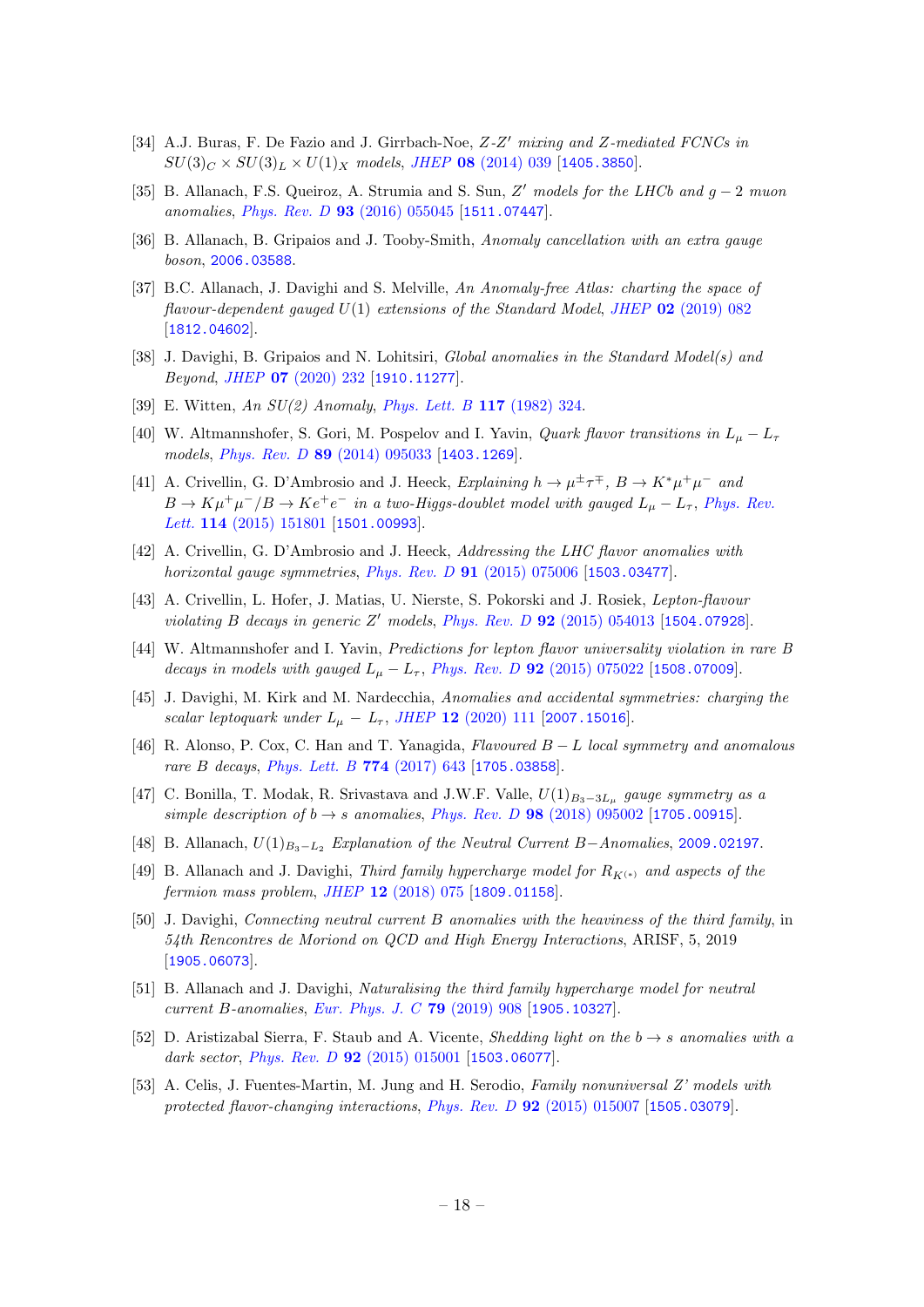[34] A.J. Buras, F. De Fazio and J. Girrbach-Noe, *Z-Z′ mixing and Z-mediated FCNCs in $SU(3)_C \times SU(3)_L \times U(1)_X$ models*, JHEP **08** (2014) 039 [1405.3850].

[35] B. Allanach, F.S. Queiroz, A. Strumia and S. Sun, *Z′ models for the LHCb and $g-2$ muon anomalies*, Phys. Rev. D **93** (2016) 055045 [1511.07447].

[36] B. Allanach, B. Gripaios and J. Tooby-Smith, *Anomaly cancellation with an extra gauge boson*, 2006.03588.

[37] B.C. Allanach, J. Davighi and S. Melville, *An Anomaly-free Atlas: charting the space of flavour-dependent gauged $U(1)$ extensions of the Standard Model*, JHEP **02** (2019) 082 [1812.04602].

[38] J. Davighi, B. Gripaios and N. Lohitsiri, *Global anomalies in the Standard Model(s) and Beyond*, JHEP **07** (2020) 232 [1910.11277].

[39] E. Witten, *An SU(2) Anomaly*, Phys. Lett. B **117** (1982) 324.

[40] W. Altmannshofer, S. Gori, M. Pospelov and I. Yavin, *Quark flavor transitions in $L_\mu - L_\tau$ models*, Phys. Rev. D **89** (2014) 095033 [1403.1269].

[41] A. Crivellin, G. D'Ambrosio and J. Heeck, *Explaining $h \to \mu^\pm\tau^\mp$, $B \to K^*\mu^+\mu^-$ and $B \to K\mu^+\mu^-/B \to Ke^+e^-$ in a two-Higgs-doublet model with gauged $L_\mu - L_\tau$*, Phys. Rev. Lett. **114** (2015) 151801 [1501.00993].

[42] A. Crivellin, G. D'Ambrosio and J. Heeck, *Addressing the LHC flavor anomalies with horizontal gauge symmetries*, Phys. Rev. D **91** (2015) 075006 [1503.03477].

[43] A. Crivellin, L. Hofer, J. Matias, U. Nierste, S. Pokorski and J. Rosiek, *Lepton-flavour violating B decays in generic Z′ models*, Phys. Rev. D **92** (2015) 054013 [1504.07928].

[44] W. Altmannshofer and I. Yavin, *Predictions for lepton flavor universality violation in rare B decays in models with gauged $L_\mu - L_\tau$*, Phys. Rev. D **92** (2015) 075022 [1508.07009].

[45] J. Davighi, M. Kirk and M. Nardecchia, *Anomalies and accidental symmetries: charging the scalar leptoquark under $L_\mu - L_\tau$*, JHEP **12** (2020) 111 [2007.15016].

[46] R. Alonso, P. Cox, C. Han and T. Yanagida, *Flavoured $B-L$ local symmetry and anomalous rare B decays*, Phys. Lett. B **774** (2017) 643 [1705.03858].

[47] C. Bonilla, T. Modak, R. Srivastava and J.W.F. Valle, *$U(1)_{B_3-3L_\mu}$ gauge symmetry as a simple description of $b \to s$ anomalies*, Phys. Rev. D **98** (2018) 095002 [1705.00915].

[48] B. Allanach, *$U(1)_{B_3-L_2}$ Explanation of the Neutral Current B−Anomalies*, 2009.02197.

[49] B. Allanach and J. Davighi, *Third family hypercharge model for $R_{K^{(*)}}$ and aspects of the fermion mass problem*, JHEP **12** (2018) 075 [1809.01158].

[50] J. Davighi, *Connecting neutral current B anomalies with the heaviness of the third family*, in *54th Rencontres de Moriond on QCD and High Energy Interactions*, ARISF, 5, 2019 [1905.06073].

[51] B. Allanach and J. Davighi, *Naturalising the third family hypercharge model for neutral current B-anomalies*, Eur. Phys. J. C **79** (2019) 908 [1905.10327].

[52] D. Aristizabal Sierra, F. Staub and A. Vicente, *Shedding light on the $b \to s$ anomalies with a dark sector*, Phys. Rev. D **92** (2015) 015001 [1503.06077].

[53] A. Celis, J. Fuentes-Martin, M. Jung and H. Serodio, *Family nonuniversal Z' models with protected flavor-changing interactions*, Phys. Rev. D **92** (2015) 015007 [1505.03079].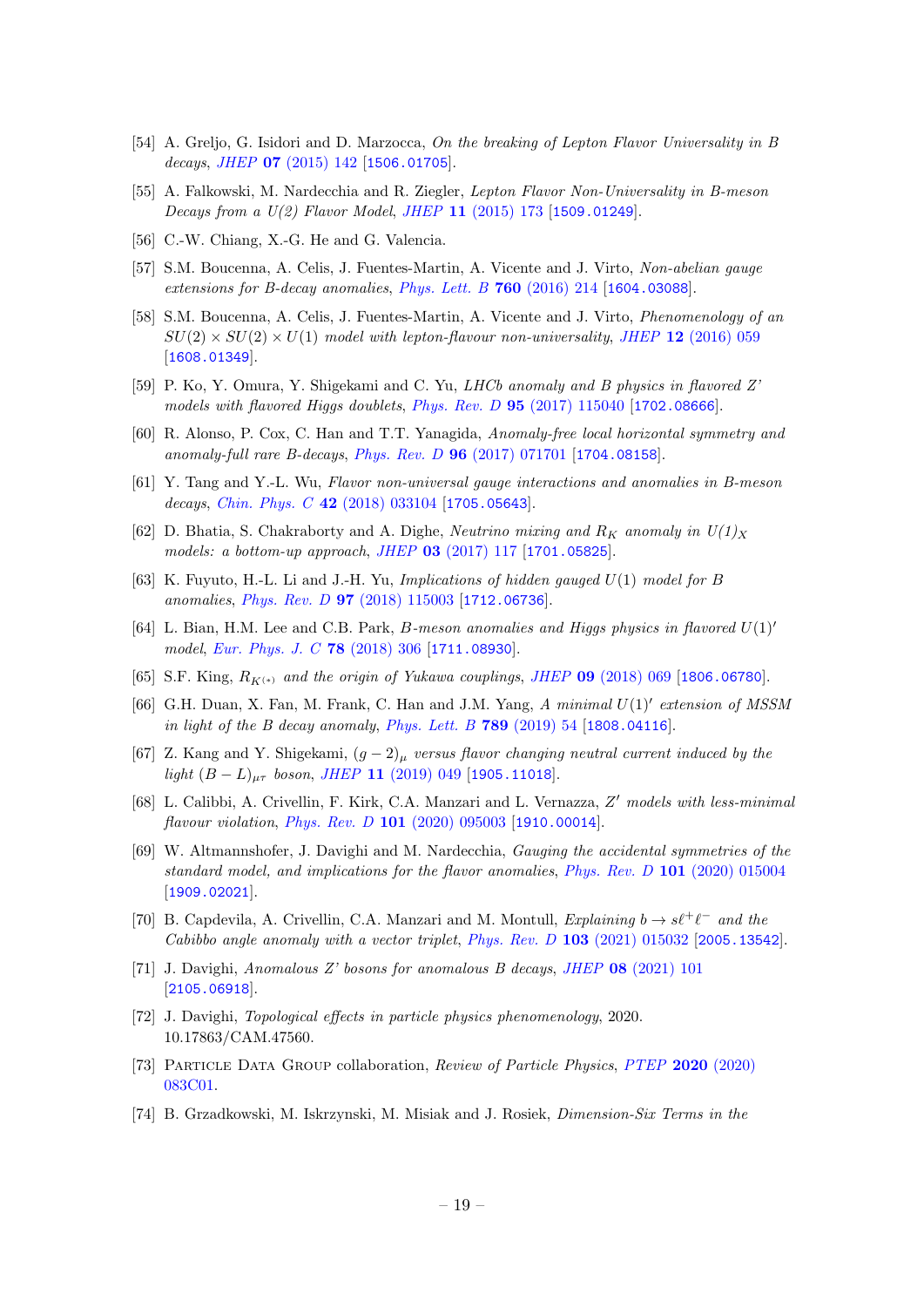[54] A. Greljo, G. Isidori and D. Marzocca, *On the breaking of Lepton Flavor Universality in B decays*, *JHEP* **07** (2015) 142 [1506.01705].

[55] A. Falkowski, M. Nardecchia and R. Ziegler, *Lepton Flavor Non-Universality in B-meson Decays from a U(2) Flavor Model*, *JHEP* **11** (2015) 173 [1509.01249].

[56] C.-W. Chiang, X.-G. He and G. Valencia.

[57] S.M. Boucenna, A. Celis, J. Fuentes-Martin, A. Vicente and J. Virto, *Non-abelian gauge extensions for B-decay anomalies*, *Phys. Lett. B* **760** (2016) 214 [1604.03088].

[58] S.M. Boucenna, A. Celis, J. Fuentes-Martin, A. Vicente and J. Virto, *Phenomenology of an $SU(2) \times SU(2) \times U(1)$ model with lepton-flavour non-universality*, *JHEP* **12** (2016) 059 [1608.01349].

[59] P. Ko, Y. Omura, Y. Shigekami and C. Yu, *LHCb anomaly and B physics in flavored Z' models with flavored Higgs doublets*, *Phys. Rev. D* **95** (2017) 115040 [1702.08666].

[60] R. Alonso, P. Cox, C. Han and T.T. Yanagida, *Anomaly-free local horizontal symmetry and anomaly-full rare B-decays*, *Phys. Rev. D* **96** (2017) 071701 [1704.08158].

[61] Y. Tang and Y.-L. Wu, *Flavor non-universal gauge interactions and anomalies in B-meson decays*, *Chin. Phys. C* **42** (2018) 033104 [1705.05643].

[62] D. Bhatia, S. Chakraborty and A. Dighe, *Neutrino mixing and $R_K$ anomaly in $U(1)_X$ models: a bottom-up approach*, *JHEP* **03** (2017) 117 [1701.05825].

[63] K. Fuyuto, H.-L. Li and J.-H. Yu, *Implications of hidden gauged $U(1)$ model for B anomalies*, *Phys. Rev. D* **97** (2018) 115003 [1712.06736].

[64] L. Bian, H.M. Lee and C.B. Park, *B-meson anomalies and Higgs physics in flavored $U(1)'$ model*, *Eur. Phys. J. C* **78** (2018) 306 [1711.08930].

[65] S.F. King, *$R_{K^{(*)}}$ and the origin of Yukawa couplings*, *JHEP* **09** (2018) 069 [1806.06780].

[66] G.H. Duan, X. Fan, M. Frank, C. Han and J.M. Yang, *A minimal $U(1)'$ extension of MSSM in light of the B decay anomaly*, *Phys. Lett. B* **789** (2019) 54 [1808.04116].

[67] Z. Kang and Y. Shigekami, *$(g-2)_\mu$ versus flavor changing neutral current induced by the light $(B-L)_{\mu\tau}$ boson*, *JHEP* **11** (2019) 049 [1905.11018].

[68] L. Calibbi, A. Crivellin, F. Kirk, C.A. Manzari and L. Vernazza, *Z' models with less-minimal flavour violation*, *Phys. Rev. D* **101** (2020) 095003 [1910.00014].

[69] W. Altmannshofer, J. Davighi and M. Nardecchia, *Gauging the accidental symmetries of the standard model, and implications for the flavor anomalies*, *Phys. Rev. D* **101** (2020) 015004 [1909.02021].

[70] B. Capdevila, A. Crivellin, C.A. Manzari and M. Montull, *Explaining $b \to s\ell^+\ell^-$ and the Cabibbo angle anomaly with a vector triplet*, *Phys. Rev. D* **103** (2021) 015032 [2005.13542].

[71] J. Davighi, *Anomalous Z' bosons for anomalous B decays*, *JHEP* **08** (2021) 101 [2105.06918].

[72] J. Davighi, *Topological effects in particle physics phenomenology*, 2020. 10.17863/CAM.47560.

[73] Particle Data Group collaboration, *Review of Particle Physics*, *PTEP* **2020** (2020) 083C01.

[74] B. Grzadkowski, M. Iskrzynski, M. Misiak and J. Rosiek, *Dimension-Six Terms in the*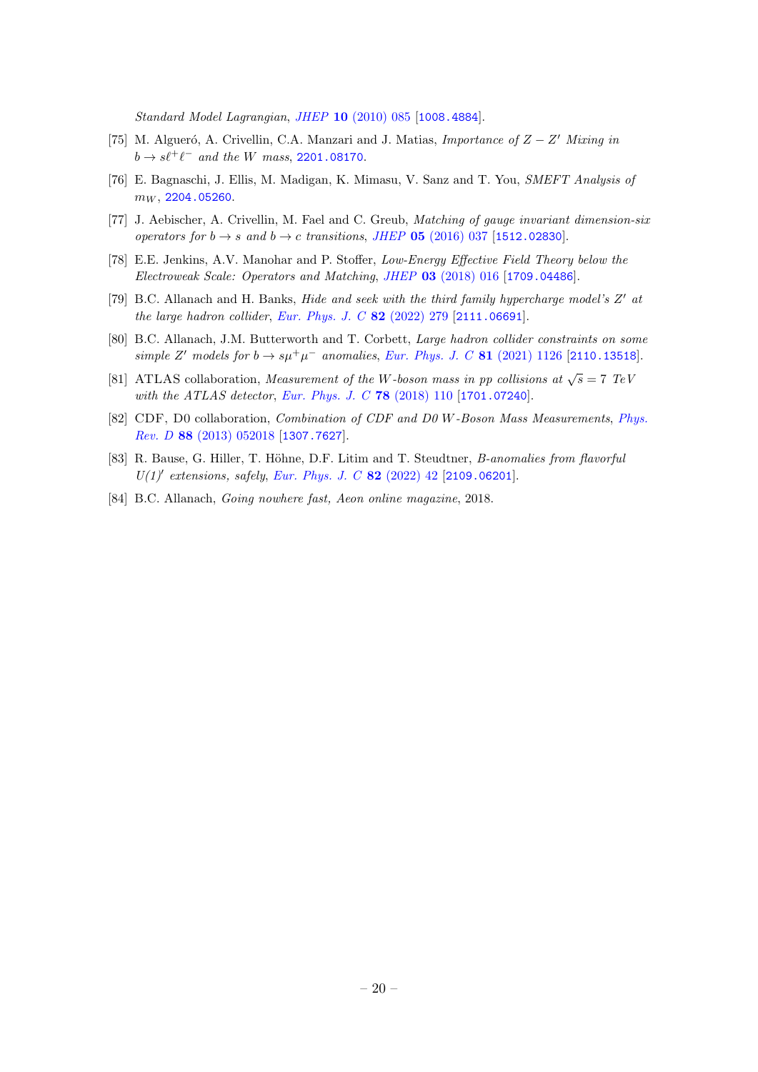*Standard Model Lagrangian*, JHEP **10** (2010) 085 [1008.4884].

[75] M. Algueró, A. Crivellin, C.A. Manzari and J. Matias, *Importance of $Z-Z'$ Mixing in $b \to s\ell^+\ell^-$ and the $W$ mass*, 2201.08170.

[76] E. Bagnaschi, J. Ellis, M. Madigan, K. Mimasu, V. Sanz and T. You, *SMEFT Analysis of $m_W$*, 2204.05260.

[77] J. Aebischer, A. Crivellin, M. Fael and C. Greub, *Matching of gauge invariant dimension-six operators for $b \to s$ and $b \to c$ transitions*, JHEP **05** (2016) 037 [1512.02830].

[78] E.E. Jenkins, A.V. Manohar and P. Stoffer, *Low-Energy Effective Field Theory below the Electroweak Scale: Operators and Matching*, JHEP **03** (2018) 016 [1709.04486].

[79] B.C. Allanach and H. Banks, *Hide and seek with the third family hypercharge model's $Z'$ at the large hadron collider*, Eur. Phys. J. C **82** (2022) 279 [2111.06691].

[80] B.C. Allanach, J.M. Butterworth and T. Corbett, *Large hadron collider constraints on some simple $Z'$ models for $b \to s\mu^+\mu^-$ anomalies*, Eur. Phys. J. C **81** (2021) 1126 [2110.13518].

[81] ATLAS collaboration, *Measurement of the $W$-boson mass in pp collisions at $\sqrt{s} = 7$ TeV with the ATLAS detector*, Eur. Phys. J. C **78** (2018) 110 [1701.07240].

[82] CDF, D0 collaboration, *Combination of CDF and D0 $W$-Boson Mass Measurements*, Phys. Rev. D **88** (2013) 052018 [1307.7627].

[83] R. Bause, G. Hiller, T. Höhne, D.F. Litim and T. Steudtner, *B-anomalies from flavorful $U(1)'$ extensions, safely*, Eur. Phys. J. C **82** (2022) 42 [2109.06201].

[84] B.C. Allanach, *Going nowhere fast, Aeon online magazine*, 2018.